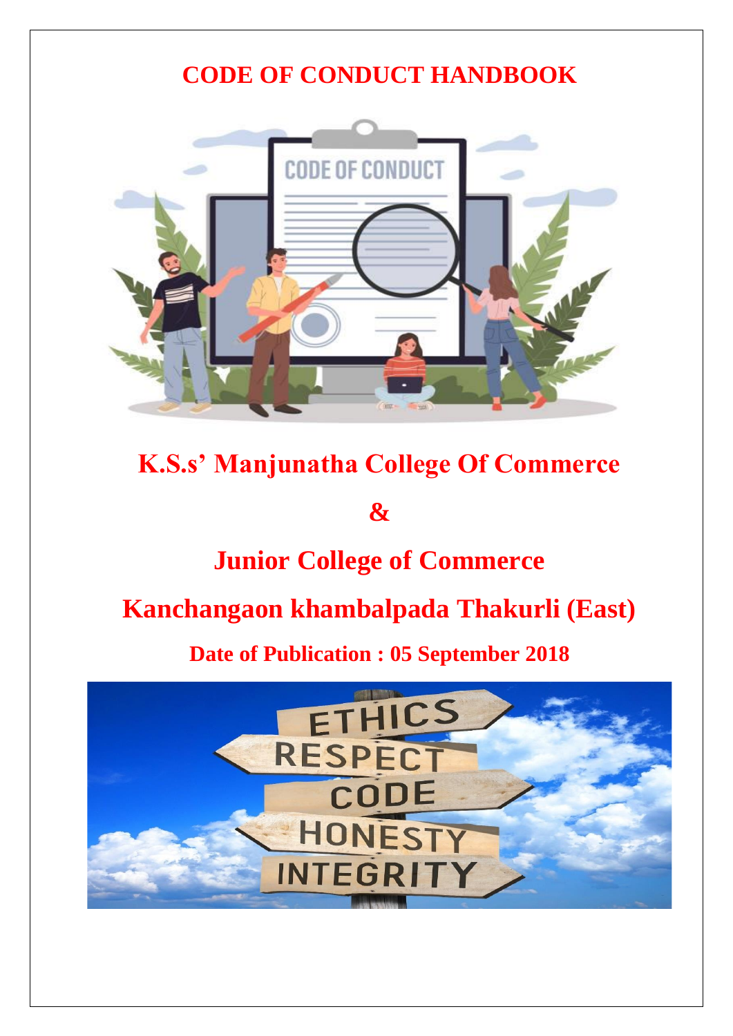# CODE OF CONDUCT HANDBOOK

## K.S.s' Manjunatha College Of Commerce

## &

## Junior College of Commerce

## Kanchangaon khambalpada Thakurli (East)

**Date of Publication : 05 September 2018**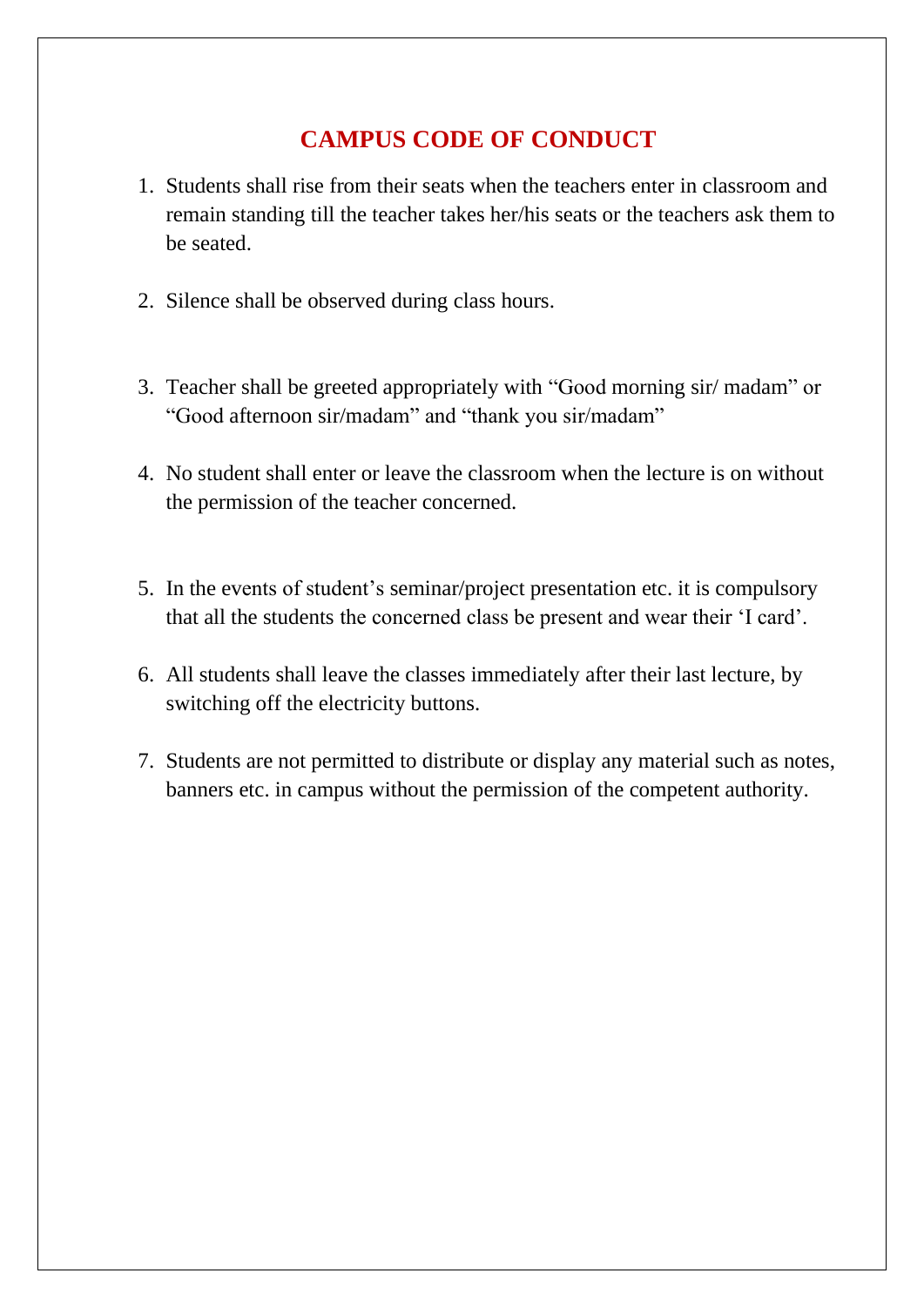## CAMPUS CODE OF CONDUCT

1. Students shall rise from their seats when the teachers enter in classroom and remain standing till the teacher takes her/his seats or the teachers ask them to be seated.

2. Silence shall be observed during class hours.

3. Teacher shall be greeted appropriately with "Good morning sir/ madam" or "Good afternoon sir/madam" and "thank you sir/madam"

4. No student shall enter or leave the classroom when the lecture is on without the permission of the teacher concerned.

5. In the events of student's seminar/project presentation etc. it is compulsory that all the students the concerned class be present and wear their 'I card'.

6. All students shall leave the classes immediately after their last lecture, by switching off the electricity buttons.

7. Students are not permitted to distribute or display any material such as notes, banners etc. in campus without the permission of the competent authority.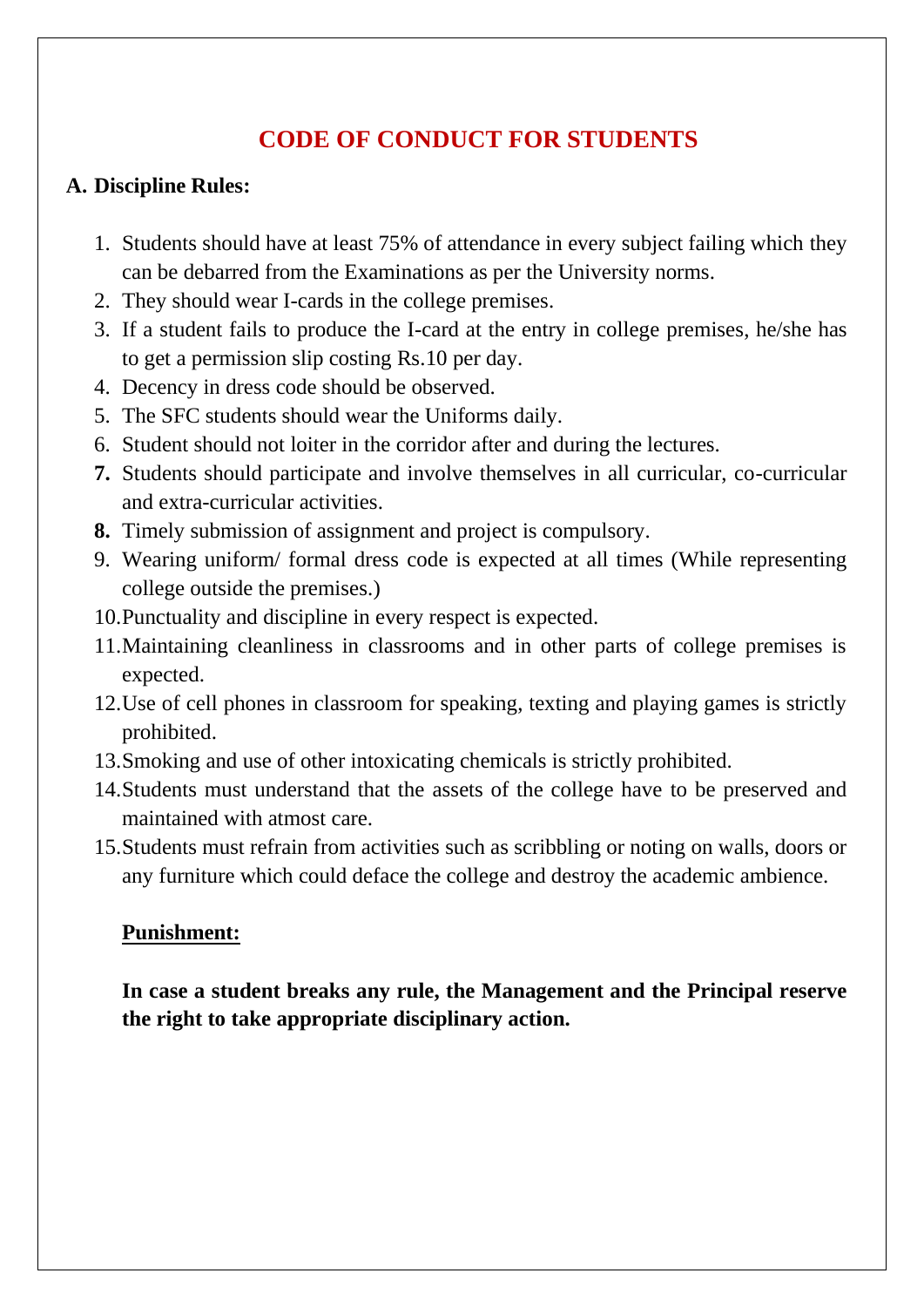# CODE OF CONDUCT FOR STUDENTS

## A. Discipline Rules:

1. Students should have at least 75% of attendance in every subject failing which they can be debarred from the Examinations as per the University norms.
2. They should wear I-cards in the college premises.
3. If a student fails to produce the I-card at the entry in college premises, he/she has to get a permission slip costing Rs.10 per day.
4. Decency in dress code should be observed.
5. The SFC students should wear the Uniforms daily.
6. Student should not loiter in the corridor after and during the lectures.
7. Students should participate and involve themselves in all curricular, co-curricular and extra-curricular activities.
8. Timely submission of assignment and project is compulsory.
9. Wearing uniform/ formal dress code is expected at all times (While representing college outside the premises.)
10. Punctuality and discipline in every respect is expected.
11. Maintaining cleanliness in classrooms and in other parts of college premises is expected.
12. Use of cell phones in classroom for speaking, texting and playing games is strictly prohibited.
13. Smoking and use of other intoxicating chemicals is strictly prohibited.
14. Students must understand that the assets of the college have to be preserved and maintained with atmost care.
15. Students must refrain from activities such as scribbling or noting on walls, doors or any furniture which could deface the college and destroy the academic ambience.

**Punishment:**

**In case a student breaks any rule, the Management and the Principal reserve the right to take appropriate disciplinary action.**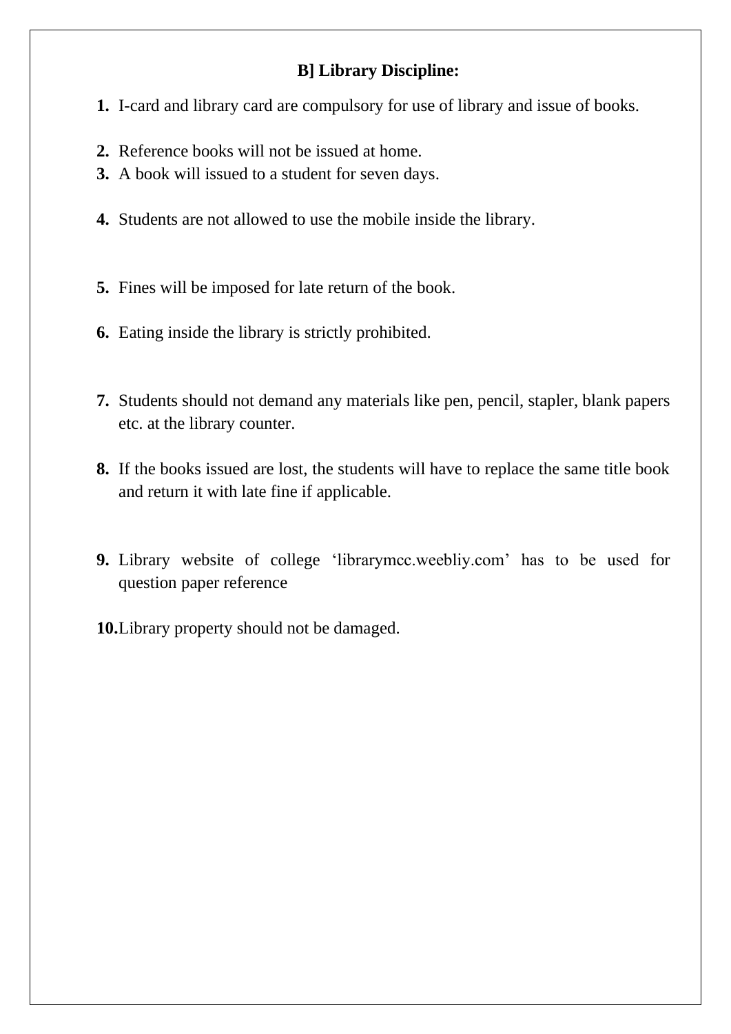**B] Library Discipline:**

1. I-card and library card are compulsory for use of library and issue of books.
2. Reference books will not be issued at home.
3. A book will issued to a student for seven days.
4. Students are not allowed to use the mobile inside the library.
5. Fines will be imposed for late return of the book.
6. Eating inside the library is strictly prohibited.
7. Students should not demand any materials like pen, pencil, stapler, blank papers etc. at the library counter.
8. If the books issued are lost, the students will have to replace the same title book and return it with late fine if applicable.
9. Library website of college 'librarymcc.weebliy.com' has to be used for question paper reference
10. Library property should not be damaged.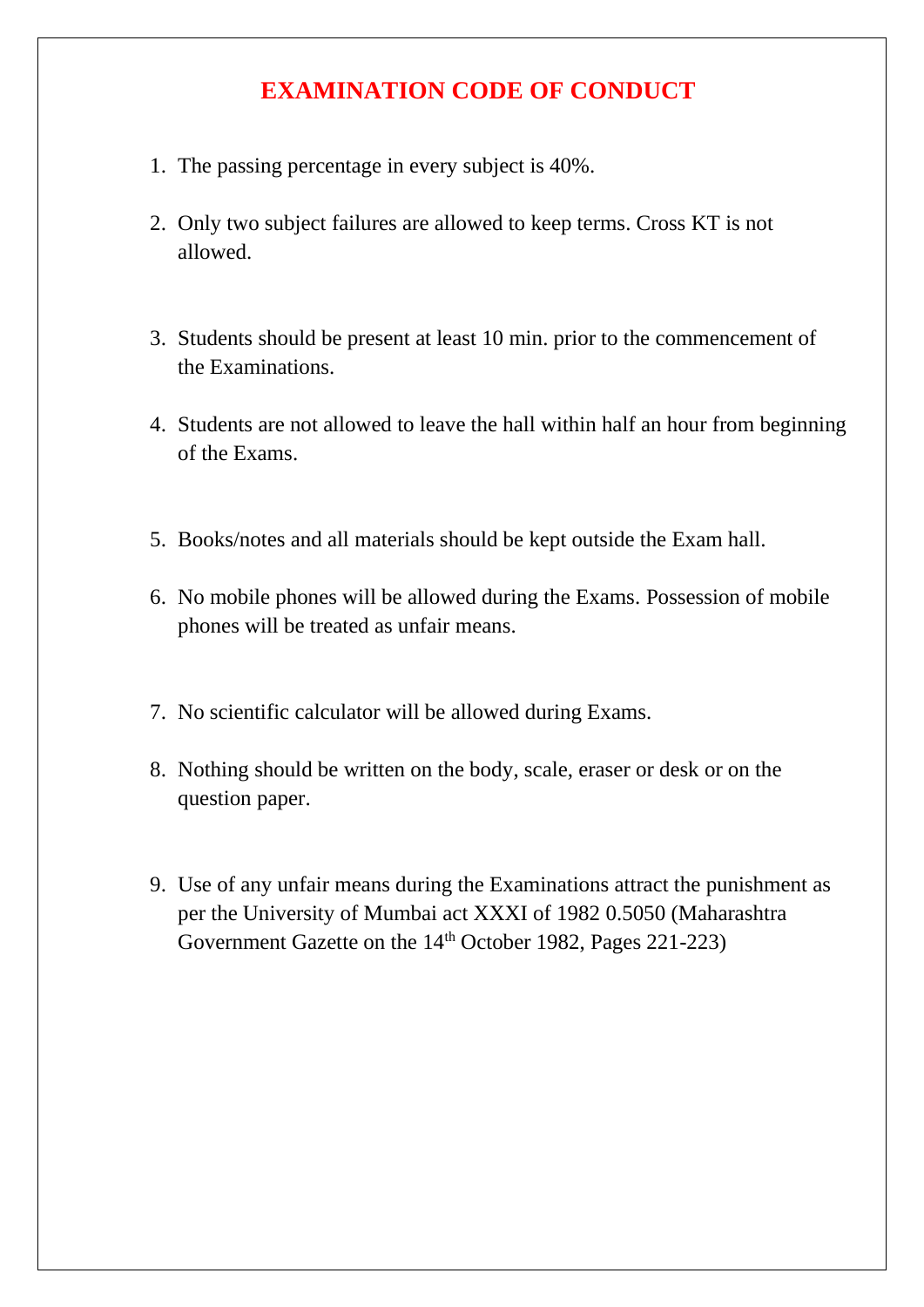# EXAMINATION CODE OF CONDUCT

1. The passing percentage in every subject is 40%.
2. Only two subject failures are allowed to keep terms. Cross KT is not allowed.
3. Students should be present at least 10 min. prior to the commencement of the Examinations.
4. Students are not allowed to leave the hall within half an hour from beginning of the Exams.
5. Books/notes and all materials should be kept outside the Exam hall.
6. No mobile phones will be allowed during the Exams. Possession of mobile phones will be treated as unfair means.
7. No scientific calculator will be allowed during Exams.
8. Nothing should be written on the body, scale, eraser or desk or on the question paper.
9. Use of any unfair means during the Examinations attract the punishment as per the University of Mumbai act XXXI of 1982 0.5050 (Maharashtra Government Gazette on the 14th October 1982, Pages 221-223)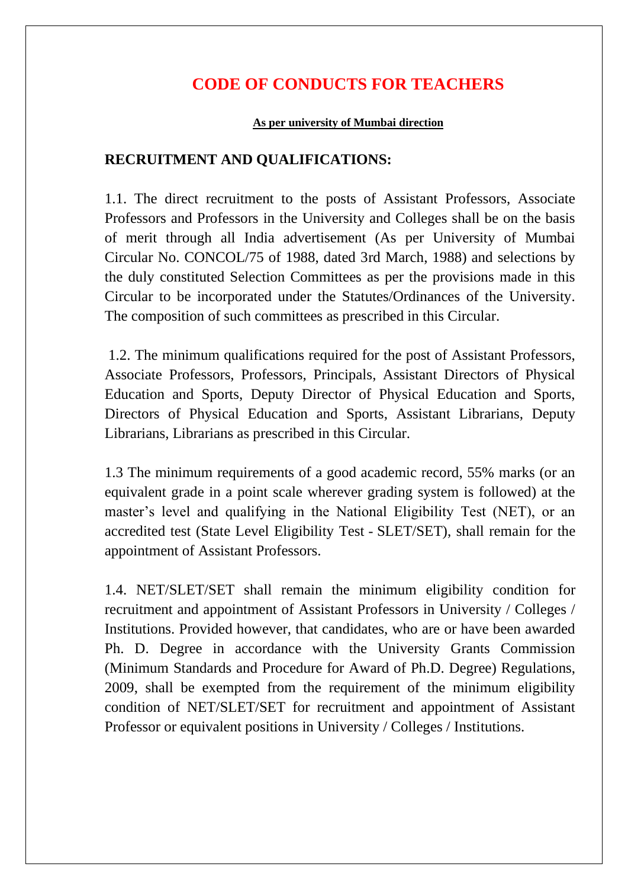# CODE OF CONDUCTS FOR TEACHERS

**As per university of Mumbai direction**

## RECRUITMENT AND QUALIFICATIONS:

1.1. The direct recruitment to the posts of Assistant Professors, Associate Professors and Professors in the University and Colleges shall be on the basis of merit through all India advertisement (As per University of Mumbai Circular No. CONCOL/75 of 1988, dated 3rd March, 1988) and selections by the duly constituted Selection Committees as per the provisions made in this Circular to be incorporated under the Statutes/Ordinances of the University. The composition of such committees as prescribed in this Circular.

1.2. The minimum qualifications required for the post of Assistant Professors, Associate Professors, Professors, Principals, Assistant Directors of Physical Education and Sports, Deputy Director of Physical Education and Sports, Directors of Physical Education and Sports, Assistant Librarians, Deputy Librarians, Librarians as prescribed in this Circular.

1.3 The minimum requirements of a good academic record, 55% marks (or an equivalent grade in a point scale wherever grading system is followed) at the master's level and qualifying in the National Eligibility Test (NET), or an accredited test (State Level Eligibility Test - SLET/SET), shall remain for the appointment of Assistant Professors.

1.4. NET/SLET/SET shall remain the minimum eligibility condition for recruitment and appointment of Assistant Professors in University / Colleges / Institutions. Provided however, that candidates, who are or have been awarded Ph. D. Degree in accordance with the University Grants Commission (Minimum Standards and Procedure for Award of Ph.D. Degree) Regulations, 2009, shall be exempted from the requirement of the minimum eligibility condition of NET/SLET/SET for recruitment and appointment of Assistant Professor or equivalent positions in University / Colleges / Institutions.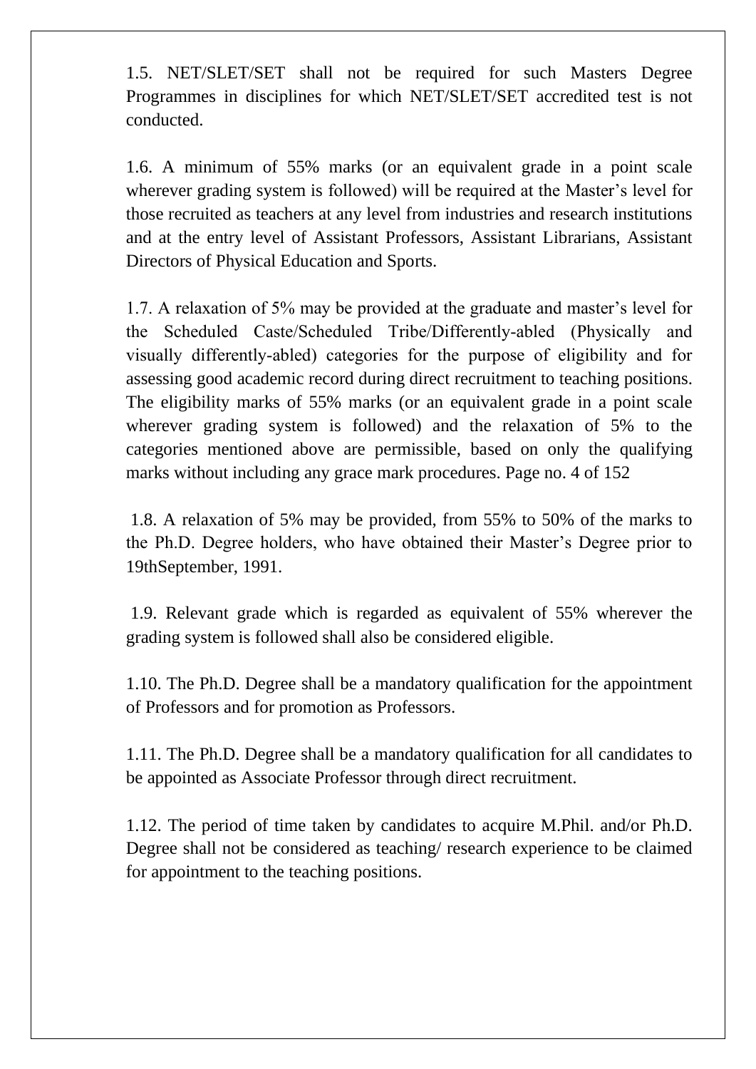1.5. NET/SLET/SET shall not be required for such Masters Degree Programmes in disciplines for which NET/SLET/SET accredited test is not conducted.

1.6. A minimum of 55% marks (or an equivalent grade in a point scale wherever grading system is followed) will be required at the Master's level for those recruited as teachers at any level from industries and research institutions and at the entry level of Assistant Professors, Assistant Librarians, Assistant Directors of Physical Education and Sports.

1.7. A relaxation of 5% may be provided at the graduate and master's level for the Scheduled Caste/Scheduled Tribe/Differently-abled (Physically and visually differently-abled) categories for the purpose of eligibility and for assessing good academic record during direct recruitment to teaching positions. The eligibility marks of 55% marks (or an equivalent grade in a point scale wherever grading system is followed) and the relaxation of 5% to the categories mentioned above are permissible, based on only the qualifying marks without including any grace mark procedures. Page no. 4 of 152

1.8. A relaxation of 5% may be provided, from 55% to 50% of the marks to the Ph.D. Degree holders, who have obtained their Master's Degree prior to 19thSeptember, 1991.

1.9. Relevant grade which is regarded as equivalent of 55% wherever the grading system is followed shall also be considered eligible.

1.10. The Ph.D. Degree shall be a mandatory qualification for the appointment of Professors and for promotion as Professors.

1.11. The Ph.D. Degree shall be a mandatory qualification for all candidates to be appointed as Associate Professor through direct recruitment.

1.12. The period of time taken by candidates to acquire M.Phil. and/or Ph.D. Degree shall not be considered as teaching/ research experience to be claimed for appointment to the teaching positions.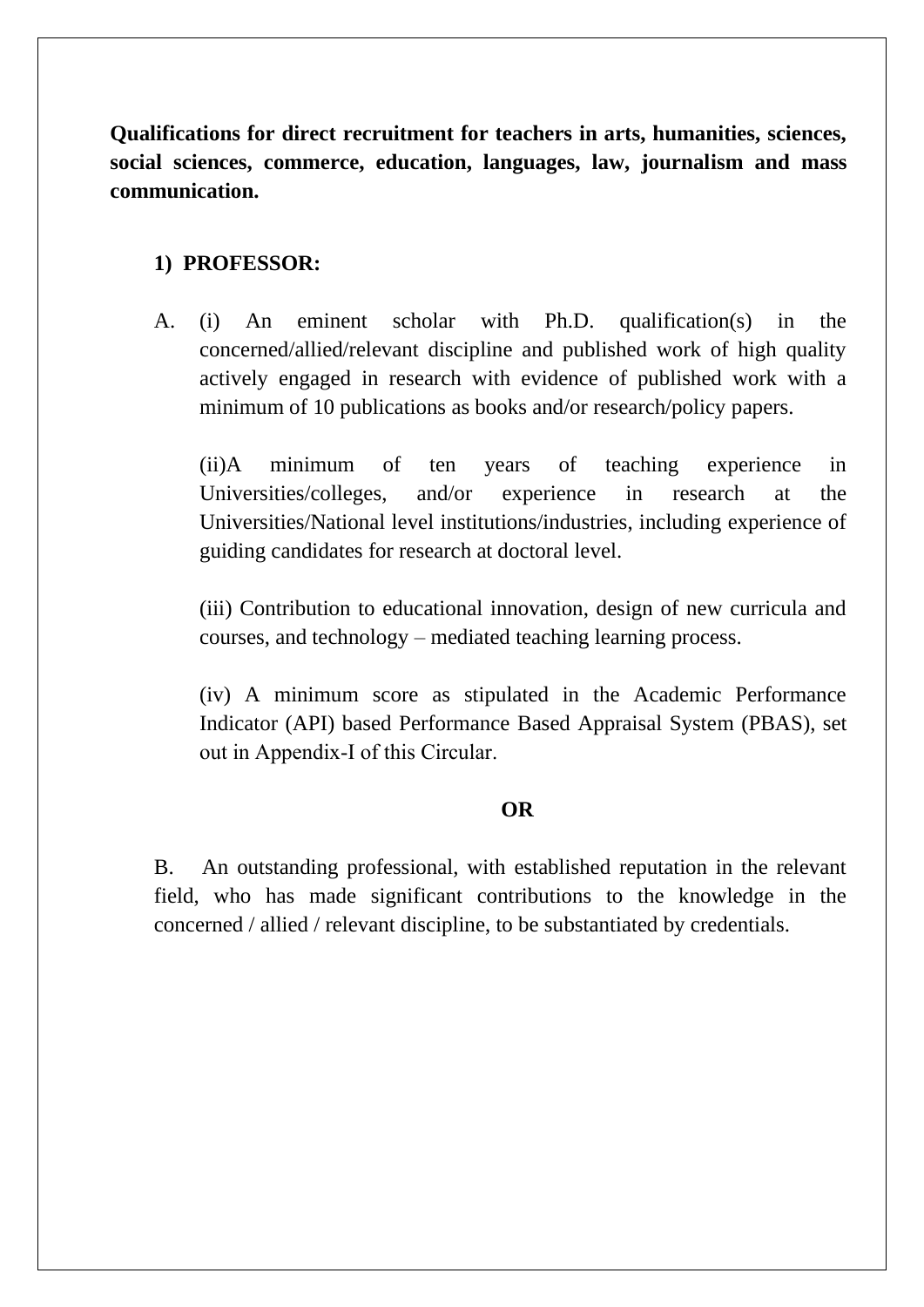**Qualifications for direct recruitment for teachers in arts, humanities, sciences, social sciences, commerce, education, languages, law, journalism and mass communication.**

**1) PROFESSOR:**

A. (i) An eminent scholar with Ph.D. qualification(s) in the concerned/allied/relevant discipline and published work of high quality actively engaged in research with evidence of published work with a minimum of 10 publications as books and/or research/policy papers.

(ii)A minimum of ten years of teaching experience in Universities/colleges, and/or experience in research at the Universities/National level institutions/industries, including experience of guiding candidates for research at doctoral level.

(iii) Contribution to educational innovation, design of new curricula and courses, and technology – mediated teaching learning process.

(iv) A minimum score as stipulated in the Academic Performance Indicator (API) based Performance Based Appraisal System (PBAS), set out in Appendix-I of this Circular.

**OR**

B. An outstanding professional, with established reputation in the relevant field, who has made significant contributions to the knowledge in the concerned / allied / relevant discipline, to be substantiated by credentials.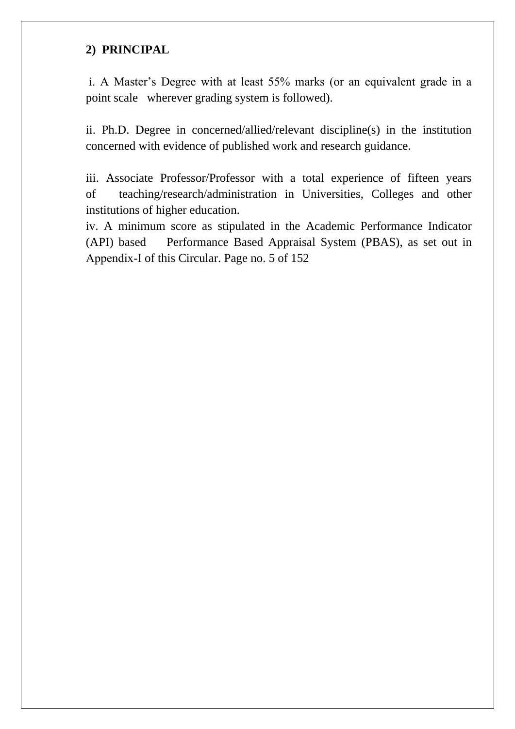**2) PRINCIPAL**

i. A Master's Degree with at least 55% marks (or an equivalent grade in a point scale wherever grading system is followed).

ii. Ph.D. Degree in concerned/allied/relevant discipline(s) in the institution concerned with evidence of published work and research guidance.

iii. Associate Professor/Professor with a total experience of fifteen years of teaching/research/administration in Universities, Colleges and other institutions of higher education.

iv. A minimum score as stipulated in the Academic Performance Indicator (API) based Performance Based Appraisal System (PBAS), as set out in Appendix-I of this Circular. Page no. 5 of 152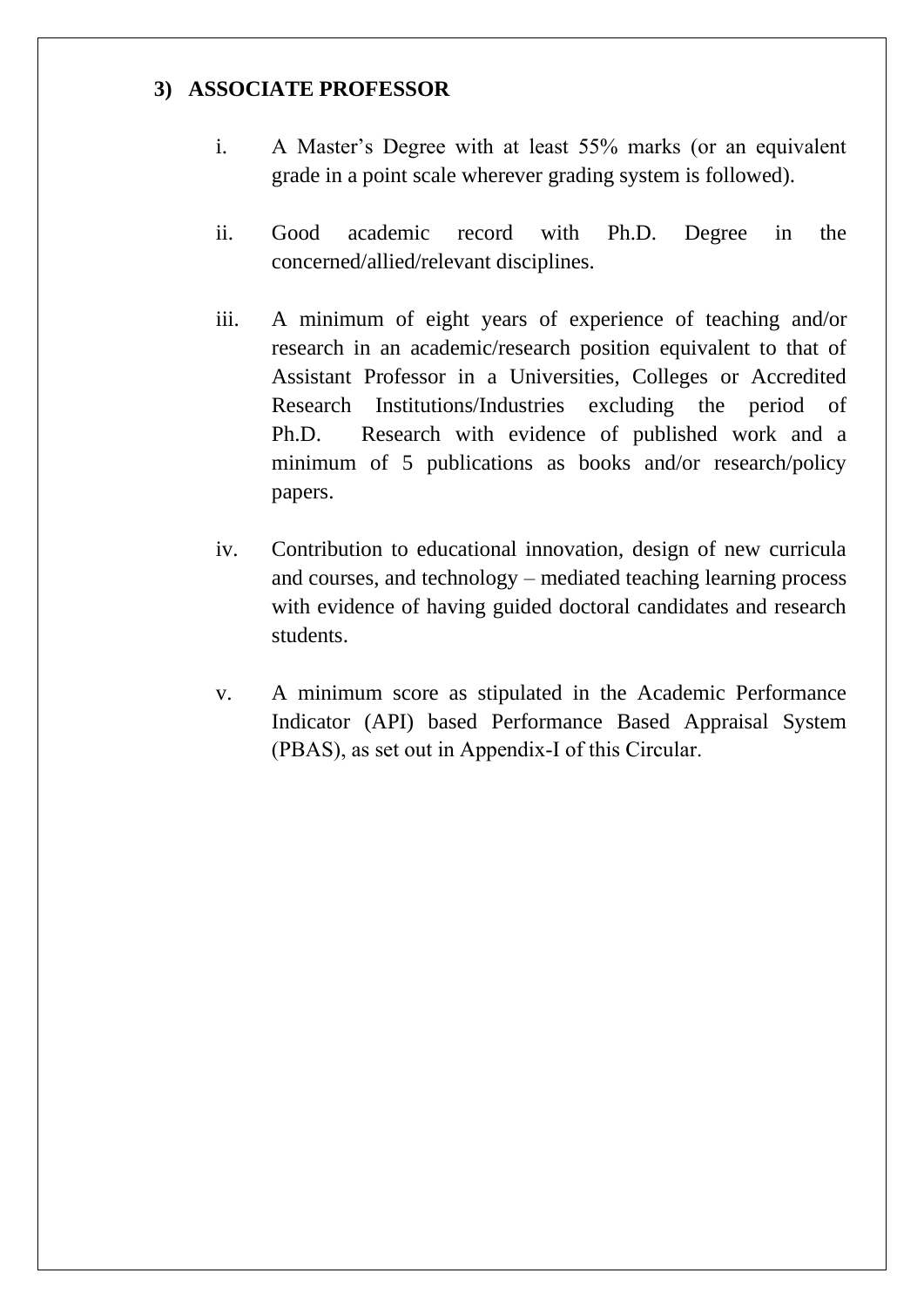### 3) ASSOCIATE PROFESSOR

i. A Master's Degree with at least 55% marks (or an equivalent grade in a point scale wherever grading system is followed).

ii. Good academic record with Ph.D. Degree in the concerned/allied/relevant disciplines.

iii. A minimum of eight years of experience of teaching and/or research in an academic/research position equivalent to that of Assistant Professor in a Universities, Colleges or Accredited Research Institutions/Industries excluding the period of Ph.D. Research with evidence of published work and a minimum of 5 publications as books and/or research/policy papers.

iv. Contribution to educational innovation, design of new curricula and courses, and technology – mediated teaching learning process with evidence of having guided doctoral candidates and research students.

v. A minimum score as stipulated in the Academic Performance Indicator (API) based Performance Based Appraisal System (PBAS), as set out in Appendix-I of this Circular.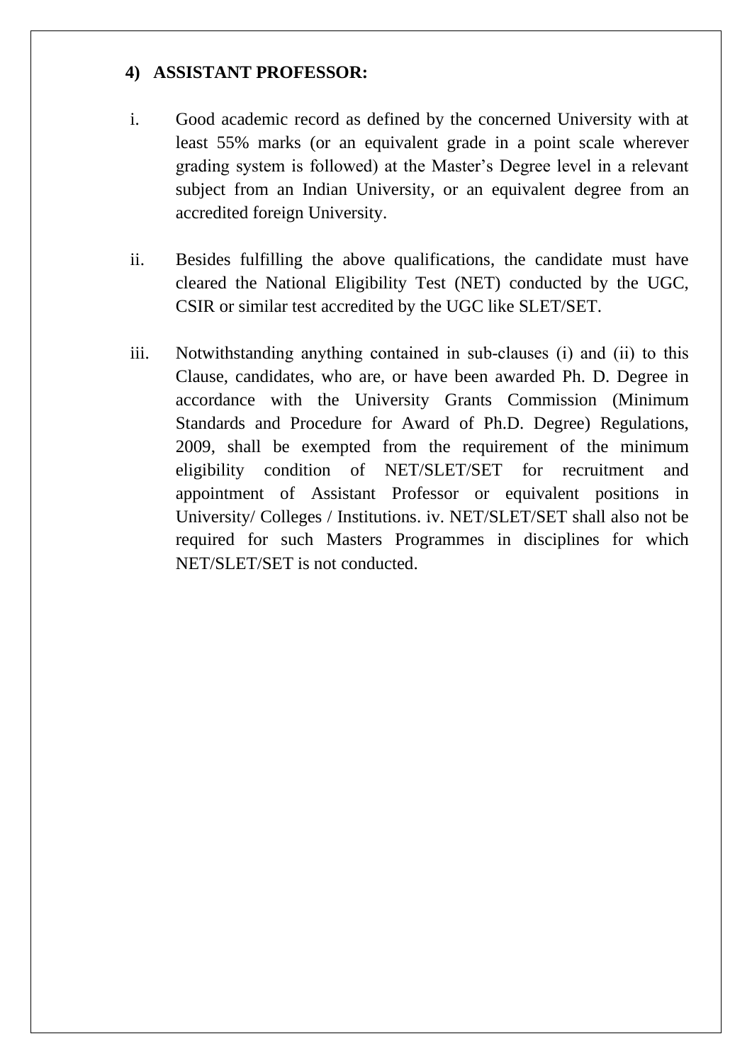#### 4) ASSISTANT PROFESSOR:

i. Good academic record as defined by the concerned University with at least 55% marks (or an equivalent grade in a point scale wherever grading system is followed) at the Master's Degree level in a relevant subject from an Indian University, or an equivalent degree from an accredited foreign University.

ii. Besides fulfilling the above qualifications, the candidate must have cleared the National Eligibility Test (NET) conducted by the UGC, CSIR or similar test accredited by the UGC like SLET/SET.

iii. Notwithstanding anything contained in sub-clauses (i) and (ii) to this Clause, candidates, who are, or have been awarded Ph. D. Degree in accordance with the University Grants Commission (Minimum Standards and Procedure for Award of Ph.D. Degree) Regulations, 2009, shall be exempted from the requirement of the minimum eligibility condition of NET/SLET/SET for recruitment and appointment of Assistant Professor or equivalent positions in University/ Colleges / Institutions. iv. NET/SLET/SET shall also not be required for such Masters Programmes in disciplines for which NET/SLET/SET is not conducted.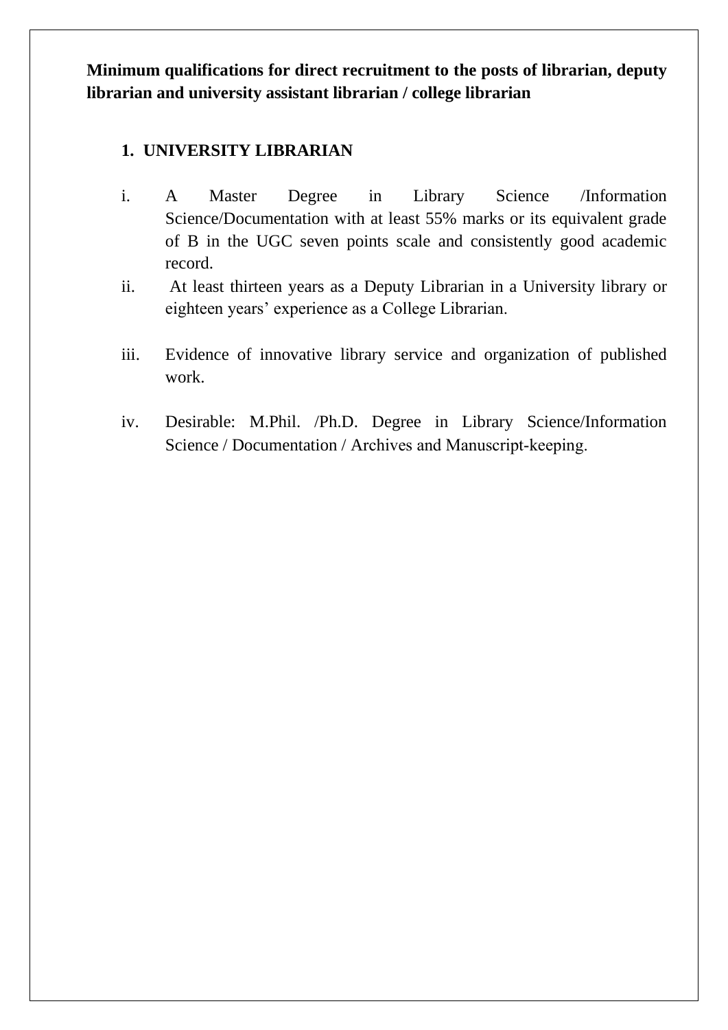**Minimum qualifications for direct recruitment to the posts of librarian, deputy librarian and university assistant librarian / college librarian**

## 1. UNIVERSITY LIBRARIAN

i. A Master Degree in Library Science /Information Science/Documentation with at least 55% marks or its equivalent grade of B in the UGC seven points scale and consistently good academic record.

ii. At least thirteen years as a Deputy Librarian in a University library or eighteen years' experience as a College Librarian.

iii. Evidence of innovative library service and organization of published work.

iv. Desirable: M.Phil. /Ph.D. Degree in Library Science/Information Science / Documentation / Archives and Manuscript-keeping.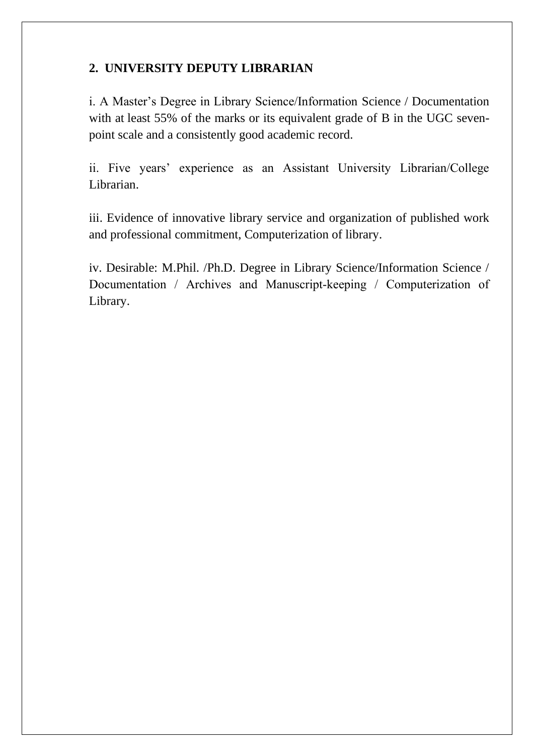## 2. UNIVERSITY DEPUTY LIBRARIAN

i. A Master's Degree in Library Science/Information Science / Documentation with at least 55% of the marks or its equivalent grade of B in the UGC seven-point scale and a consistently good academic record.

ii. Five years' experience as an Assistant University Librarian/College Librarian.

iii. Evidence of innovative library service and organization of published work and professional commitment, Computerization of library.

iv. Desirable: M.Phil. /Ph.D. Degree in Library Science/Information Science / Documentation / Archives and Manuscript-keeping / Computerization of Library.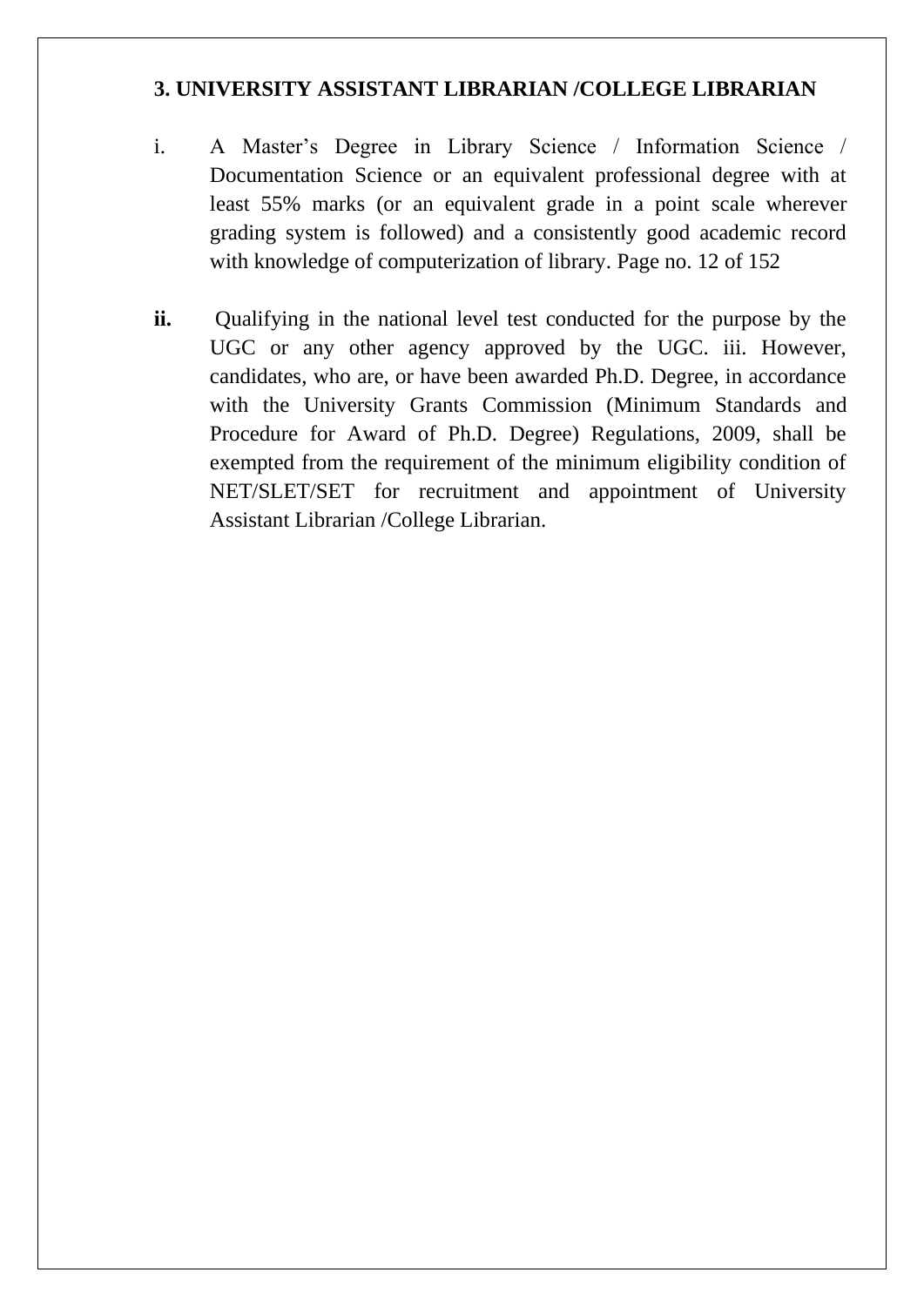### 3. UNIVERSITY ASSISTANT LIBRARIAN /COLLEGE LIBRARIAN

i. A Master's Degree in Library Science / Information Science / Documentation Science or an equivalent professional degree with at least 55% marks (or an equivalent grade in a point scale wherever grading system is followed) and a consistently good academic record with knowledge of computerization of library. Page no. 12 of 152

**ii.** Qualifying in the national level test conducted for the purpose by the UGC or any other agency approved by the UGC. iii. However, candidates, who are, or have been awarded Ph.D. Degree, in accordance with the University Grants Commission (Minimum Standards and Procedure for Award of Ph.D. Degree) Regulations, 2009, shall be exempted from the requirement of the minimum eligibility condition of NET/SLET/SET for recruitment and appointment of University Assistant Librarian /College Librarian.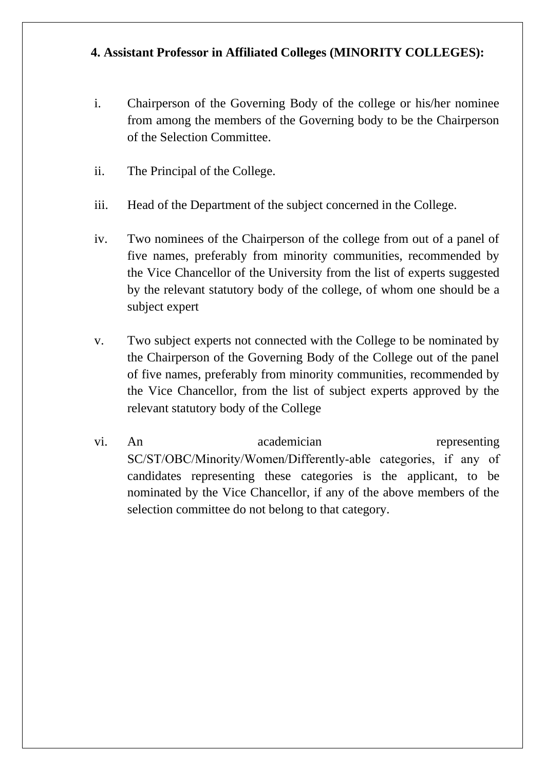**4. Assistant Professor in Affiliated Colleges (MINORITY COLLEGES):**

i. Chairperson of the Governing Body of the college or his/her nominee from among the members of the Governing body to be the Chairperson of the Selection Committee.

ii. The Principal of the College.

iii. Head of the Department of the subject concerned in the College.

iv. Two nominees of the Chairperson of the college from out of a panel of five names, preferably from minority communities, recommended by the Vice Chancellor of the University from the list of experts suggested by the relevant statutory body of the college, of whom one should be a subject expert

v. Two subject experts not connected with the College to be nominated by the Chairperson of the Governing Body of the College out of the panel of five names, preferably from minority communities, recommended by the Vice Chancellor, from the list of subject experts approved by the relevant statutory body of the College

vi. An academician representing SC/ST/OBC/Minority/Women/Differently-able categories, if any of candidates representing these categories is the applicant, to be nominated by the Vice Chancellor, if any of the above members of the selection committee do not belong to that category.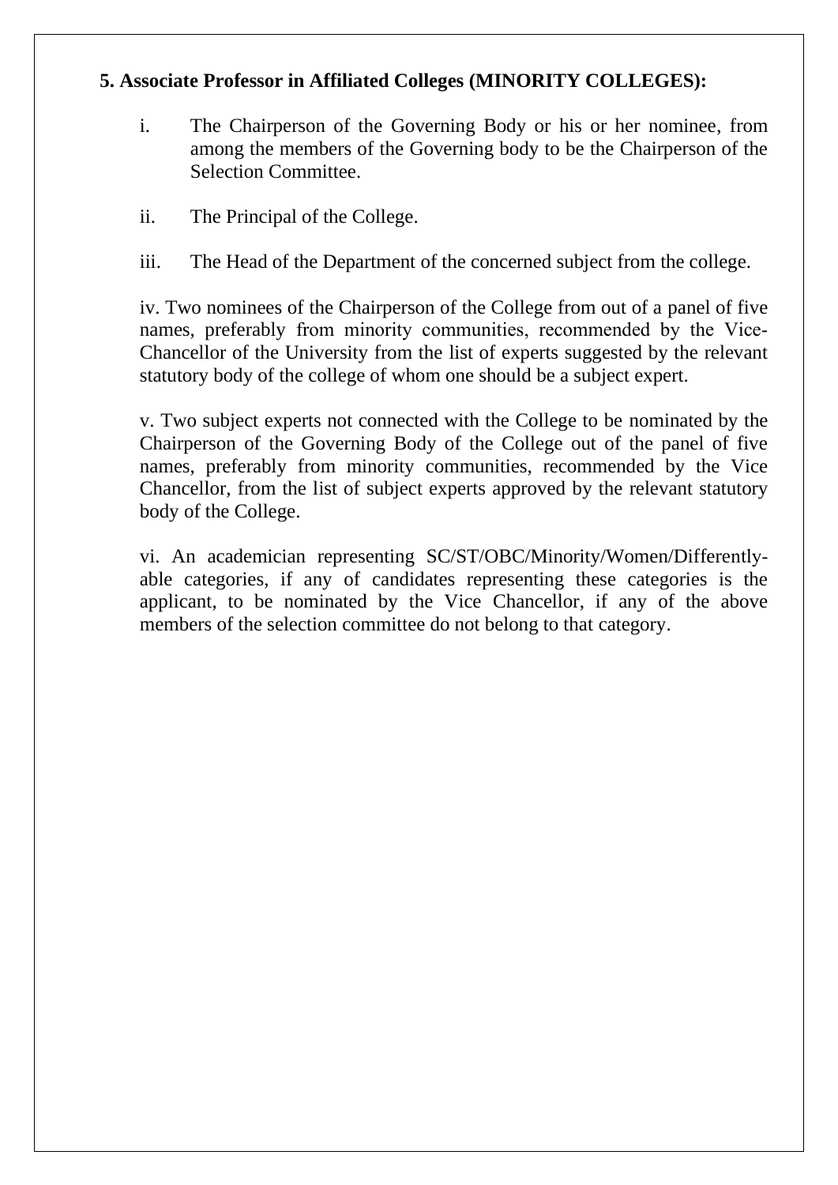**5. Associate Professor in Affiliated Colleges (MINORITY COLLEGES):**

i. The Chairperson of the Governing Body or his or her nominee, from among the members of the Governing body to be the Chairperson of the Selection Committee.

ii. The Principal of the College.

iii. The Head of the Department of the concerned subject from the college.

iv. Two nominees of the Chairperson of the College from out of a panel of five names, preferably from minority communities, recommended by the Vice-Chancellor of the University from the list of experts suggested by the relevant statutory body of the college of whom one should be a subject expert.

v. Two subject experts not connected with the College to be nominated by the Chairperson of the Governing Body of the College out of the panel of five names, preferably from minority communities, recommended by the Vice Chancellor, from the list of subject experts approved by the relevant statutory body of the College.

vi. An academician representing SC/ST/OBC/Minority/Women/Differently-able categories, if any of candidates representing these categories is the applicant, to be nominated by the Vice Chancellor, if any of the above members of the selection committee do not belong to that category.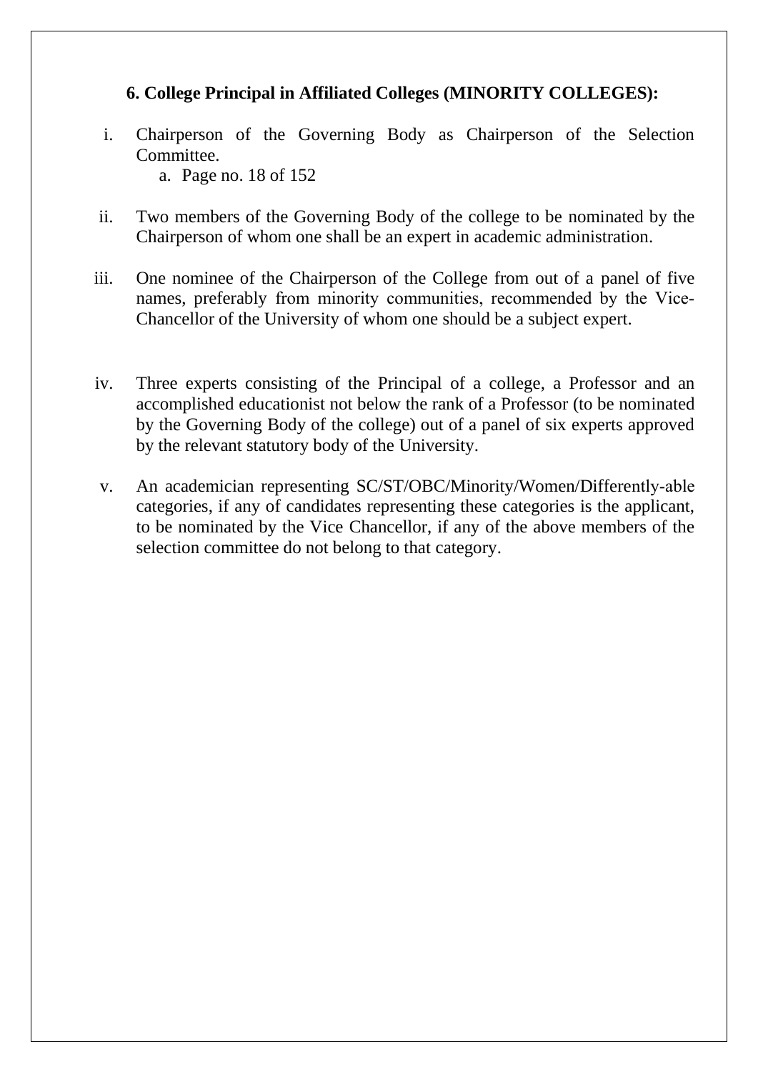### 6. College Principal in Affiliated Colleges (MINORITY COLLEGES):

i. Chairperson of the Governing Body as Chairperson of the Selection Committee.

ii. Two members of the Governing Body of the college to be nominated by the Chairperson of whom one shall be an expert in academic administration.

iii. One nominee of the Chairperson of the College from out of a panel of five names, preferably from minority communities, recommended by the Vice-Chancellor of the University of whom one should be a subject expert.

iv. Three experts consisting of the Principal of a college, a Professor and an accomplished educationist not below the rank of a Professor (to be nominated by the Governing Body of the college) out of a panel of six experts approved by the relevant statutory body of the University.

v. An academician representing SC/ST/OBC/Minority/Women/Differently-able categories, if any of candidates representing these categories is the applicant, to be nominated by the Vice Chancellor, if any of the above members of the selection committee do not belong to that category.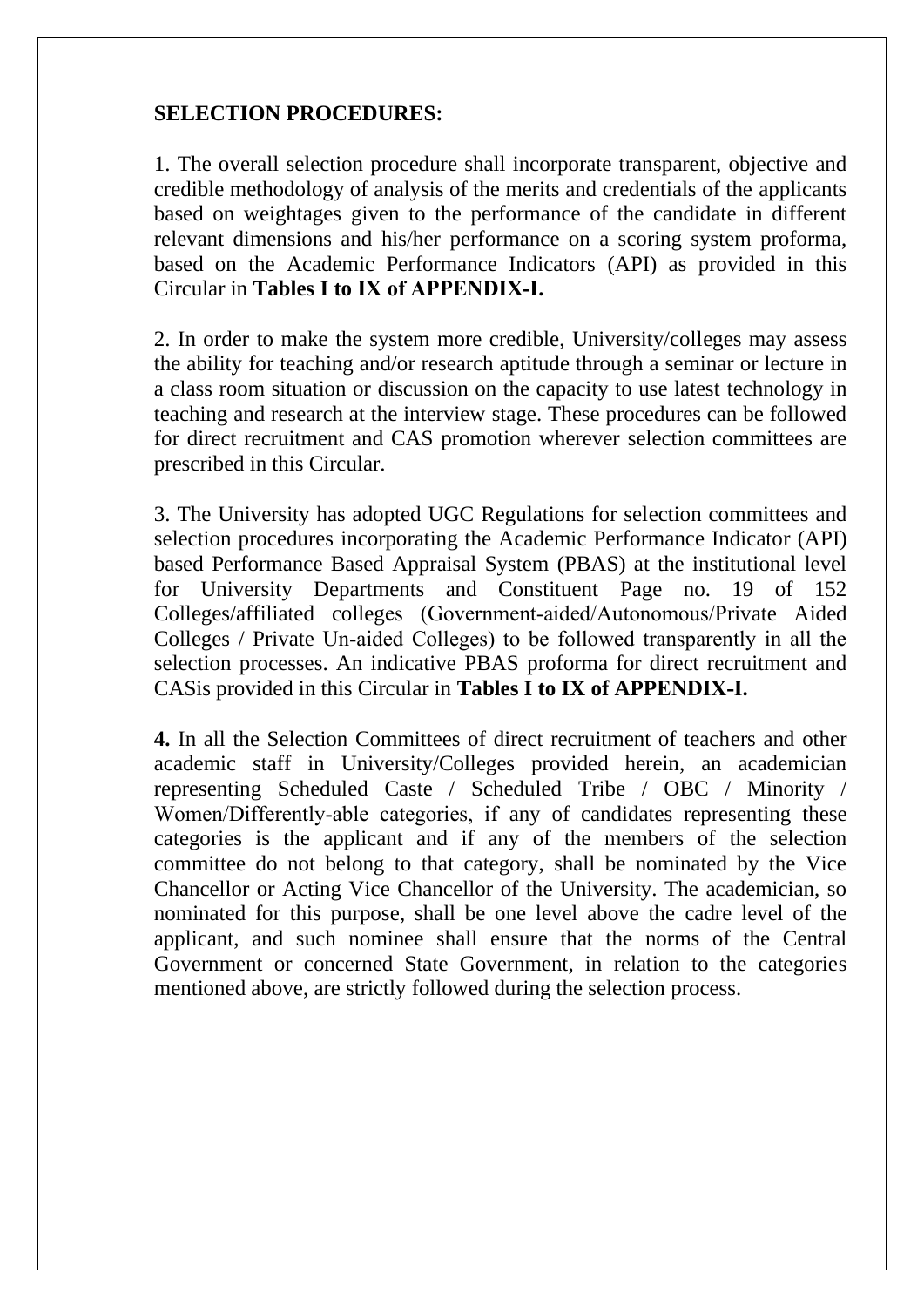**SELECTION PROCEDURES:**

1. The overall selection procedure shall incorporate transparent, objective and credible methodology of analysis of the merits and credentials of the applicants based on weightages given to the performance of the candidate in different relevant dimensions and his/her performance on a scoring system proforma, based on the Academic Performance Indicators (API) as provided in this Circular in **Tables I to IX of APPENDIX-I.**

2. In order to make the system more credible, University/colleges may assess the ability for teaching and/or research aptitude through a seminar or lecture in a class room situation or discussion on the capacity to use latest technology in teaching and research at the interview stage. These procedures can be followed for direct recruitment and CAS promotion wherever selection committees are prescribed in this Circular.

3. The University has adopted UGC Regulations for selection committees and selection procedures incorporating the Academic Performance Indicator (API) based Performance Based Appraisal System (PBAS) at the institutional level for University Departments and Constituent Page no. 19 of 152 Colleges/affiliated colleges (Government-aided/Autonomous/Private Aided Colleges / Private Un-aided Colleges) to be followed transparently in all the selection processes. An indicative PBAS proforma for direct recruitment and CASis provided in this Circular in **Tables I to IX of APPENDIX-I.**

**4.** In all the Selection Committees of direct recruitment of teachers and other academic staff in University/Colleges provided herein, an academician representing Scheduled Caste / Scheduled Tribe / OBC / Minority / Women/Differently-able categories, if any of candidates representing these categories is the applicant and if any of the members of the selection committee do not belong to that category, shall be nominated by the Vice Chancellor or Acting Vice Chancellor of the University. The academician, so nominated for this purpose, shall be one level above the cadre level of the applicant, and such nominee shall ensure that the norms of the Central Government or concerned State Government, in relation to the categories mentioned above, are strictly followed during the selection process.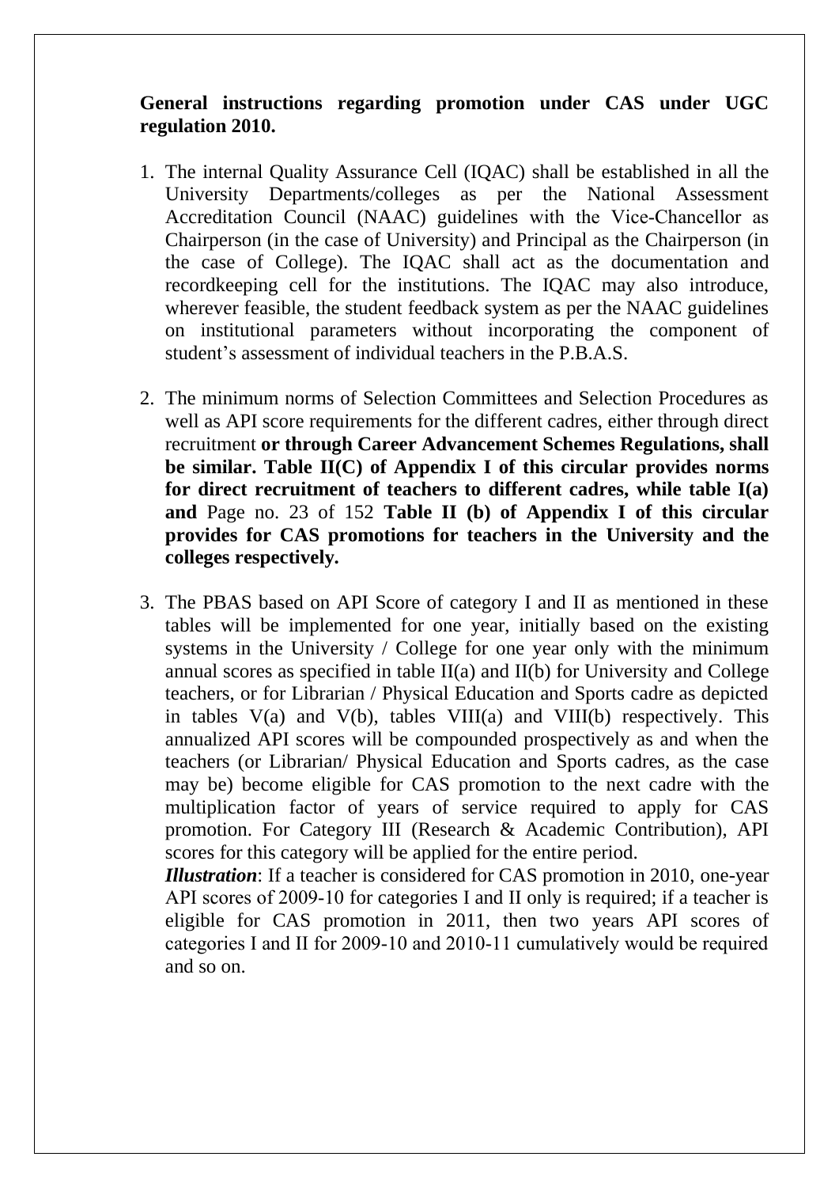**General instructions regarding promotion under CAS under UGC regulation 2010.**

1. The internal Quality Assurance Cell (IQAC) shall be established in all the University Departments/colleges as per the National Assessment Accreditation Council (NAAC) guidelines with the Vice-Chancellor as Chairperson (in the case of University) and Principal as the Chairperson (in the case of College). The IQAC shall act as the documentation and recordkeeping cell for the institutions. The IQAC may also introduce, wherever feasible, the student feedback system as per the NAAC guidelines on institutional parameters without incorporating the component of student's assessment of individual teachers in the P.B.A.S.

2. The minimum norms of Selection Committees and Selection Procedures as well as API score requirements for the different cadres, either through direct recruitment **or through Career Advancement Schemes Regulations, shall be similar. Table II(C) of Appendix I of this circular provides norms for direct recruitment of teachers to different cadres, while table I(a) and** **Table II (b) of Appendix I of this circular provides for CAS promotions for teachers in the University and the colleges respectively.**

3. The PBAS based on API Score of category I and II as mentioned in these tables will be implemented for one year, initially based on the existing systems in the University / College for one year only with the minimum annual scores as specified in table II(a) and II(b) for University and College teachers, or for Librarian / Physical Education and Sports cadre as depicted in tables V(a) and V(b), tables VIII(a) and VIII(b) respectively. This annualized API scores will be compounded prospectively as and when the teachers (or Librarian/ Physical Education and Sports cadres, as the case may be) become eligible for CAS promotion to the next cadre with the multiplication factor of years of service required to apply for CAS promotion. For Category III (Research & Academic Contribution), API scores for this category will be applied for the entire period.

   ***Illustration***: If a teacher is considered for CAS promotion in 2010, one-year API scores of 2009-10 for categories I and II only is required; if a teacher is eligible for CAS promotion in 2011, then two years API scores of categories I and II for 2009-10 and 2010-11 cumulatively would be required and so on.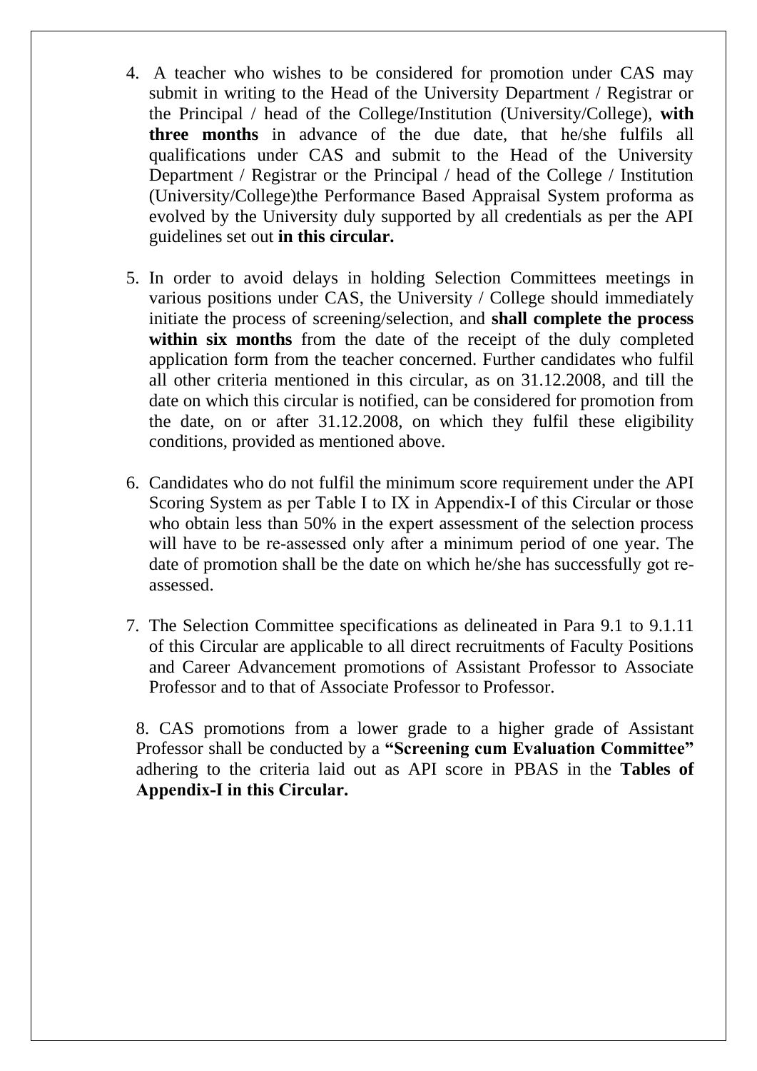4. A teacher who wishes to be considered for promotion under CAS may submit in writing to the Head of the University Department / Registrar or the Principal / head of the College/Institution (University/College), **with three months** in advance of the due date, that he/she fulfils all qualifications under CAS and submit to the Head of the University Department / Registrar or the Principal / head of the College / Institution (University/College)the Performance Based Appraisal System proforma as evolved by the University duly supported by all credentials as per the API guidelines set out **in this circular.**

5. In order to avoid delays in holding Selection Committees meetings in various positions under CAS, the University / College should immediately initiate the process of screening/selection, and **shall complete the process within six months** from the date of the receipt of the duly completed application form from the teacher concerned. Further candidates who fulfil all other criteria mentioned in this circular, as on 31.12.2008, and till the date on which this circular is notified, can be considered for promotion from the date, on or after 31.12.2008, on which they fulfil these eligibility conditions, provided as mentioned above.

6. Candidates who do not fulfil the minimum score requirement under the API Scoring System as per Table I to IX in Appendix-I of this Circular or those who obtain less than 50% in the expert assessment of the selection process will have to be re-assessed only after a minimum period of one year. The date of promotion shall be the date on which he/she has successfully got re-assessed.

7. The Selection Committee specifications as delineated in Para 9.1 to 9.1.11 of this Circular are applicable to all direct recruitments of Faculty Positions and Career Advancement promotions of Assistant Professor to Associate Professor and to that of Associate Professor to Professor.

8. CAS promotions from a lower grade to a higher grade of Assistant Professor shall be conducted by a **"Screening cum Evaluation Committee"** adhering to the criteria laid out as API score in PBAS in the **Tables of Appendix-I in this Circular.**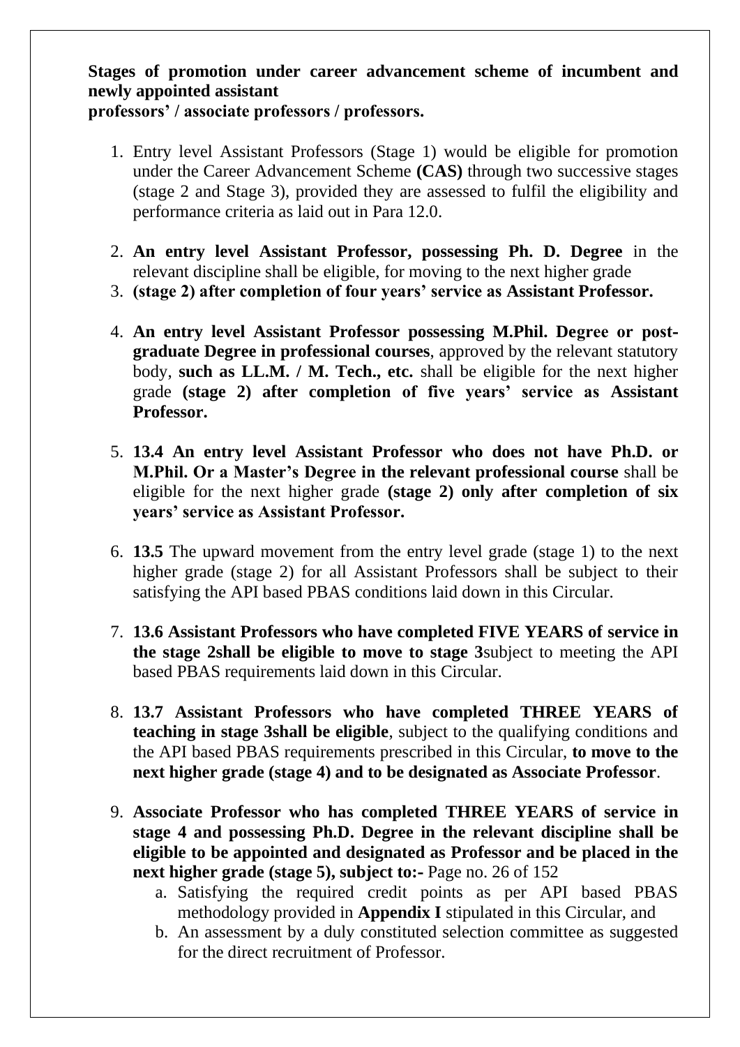**Stages of promotion under career advancement scheme of incumbent and newly appointed assistant professors' / associate professors / professors.**

1. Entry level Assistant Professors (Stage 1) would be eligible for promotion under the Career Advancement Scheme **(CAS)** through two successive stages (stage 2 and Stage 3), provided they are assessed to fulfil the eligibility and performance criteria as laid out in Para 12.0.

2. **An entry level Assistant Professor, possessing Ph. D. Degree** in the relevant discipline shall be eligible, for moving to the next higher grade
3. **(stage 2) after completion of four years' service as Assistant Professor.**

4. **An entry level Assistant Professor possessing M.Phil. Degree or post-graduate Degree in professional courses**, approved by the relevant statutory body, **such as LL.M. / M. Tech., etc.** shall be eligible for the next higher grade **(stage 2) after completion of five years' service as Assistant Professor.**

5. **13.4 An entry level Assistant Professor who does not have Ph.D. or M.Phil. Or a Master's Degree in the relevant professional course** shall be eligible for the next higher grade **(stage 2) only after completion of six years' service as Assistant Professor.**

6. **13.5** The upward movement from the entry level grade (stage 1) to the next higher grade (stage 2) for all Assistant Professors shall be subject to their satisfying the API based PBAS conditions laid down in this Circular.

7. **13.6 Assistant Professors who have completed FIVE YEARS of service in the stage 2shall be eligible to move to stage 3**subject to meeting the API based PBAS requirements laid down in this Circular.

8. **13.7 Assistant Professors who have completed THREE YEARS of teaching in stage 3shall be eligible**, subject to the qualifying conditions and the API based PBAS requirements prescribed in this Circular, **to move to the next higher grade (stage 4) and to be designated as Associate Professor**.

9. **Associate Professor who has completed THREE YEARS of service in stage 4 and possessing Ph.D. Degree in the relevant discipline shall be eligible to be appointed and designated as Professor and be placed in the next higher grade (stage 5), subject to:-** Page no. 26 of 152
   a. Satisfying the required credit points as per API based PBAS methodology provided in **Appendix I** stipulated in this Circular, and
   b. An assessment by a duly constituted selection committee as suggested for the direct recruitment of Professor.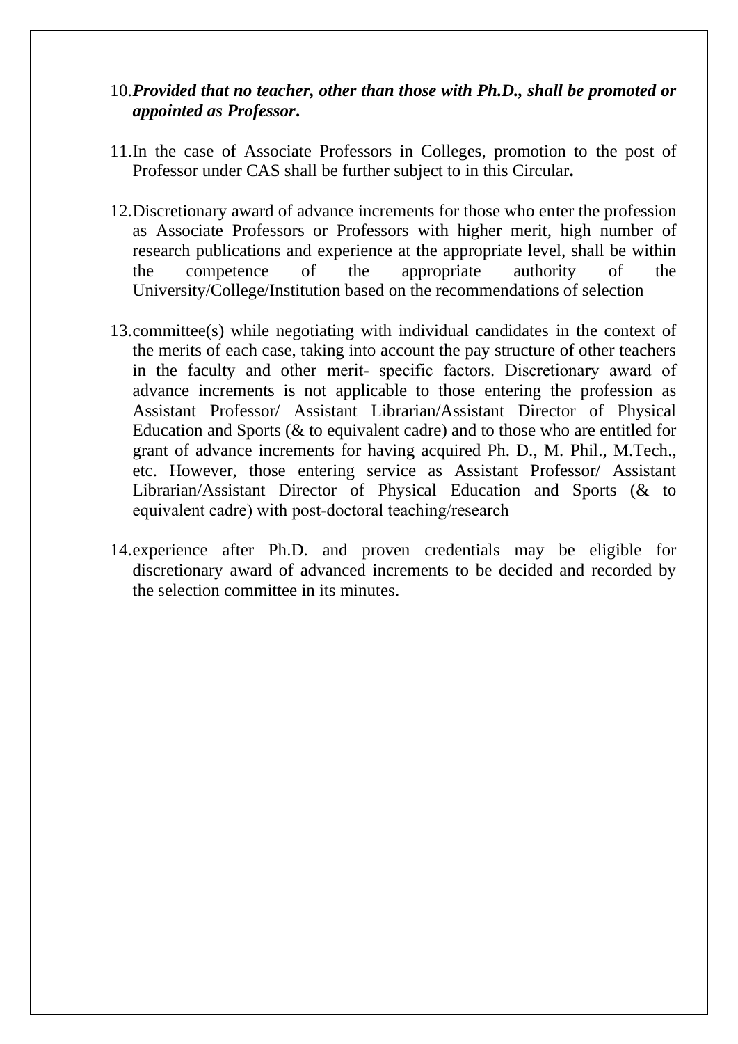10. ***Provided that no teacher, other than those with Ph.D., shall be promoted or appointed as Professor*.**

11. In the case of Associate Professors in Colleges, promotion to the post of Professor under CAS shall be further subject to in this Circular**.**

12. Discretionary award of advance increments for those who enter the profession as Associate Professors or Professors with higher merit, high number of research publications and experience at the appropriate level, shall be within the competence of the appropriate authority of the University/College/Institution based on the recommendations of selection

13. committee(s) while negotiating with individual candidates in the context of the merits of each case, taking into account the pay structure of other teachers in the faculty and other merit- specific factors. Discretionary award of advance increments is not applicable to those entering the profession as Assistant Professor/ Assistant Librarian/Assistant Director of Physical Education and Sports (& to equivalent cadre) and to those who are entitled for grant of advance increments for having acquired Ph. D., M. Phil., M.Tech., etc. However, those entering service as Assistant Professor/ Assistant Librarian/Assistant Director of Physical Education and Sports (& to equivalent cadre) with post-doctoral teaching/research

14. experience after Ph.D. and proven credentials may be eligible for discretionary award of advanced increments to be decided and recorded by the selection committee in its minutes.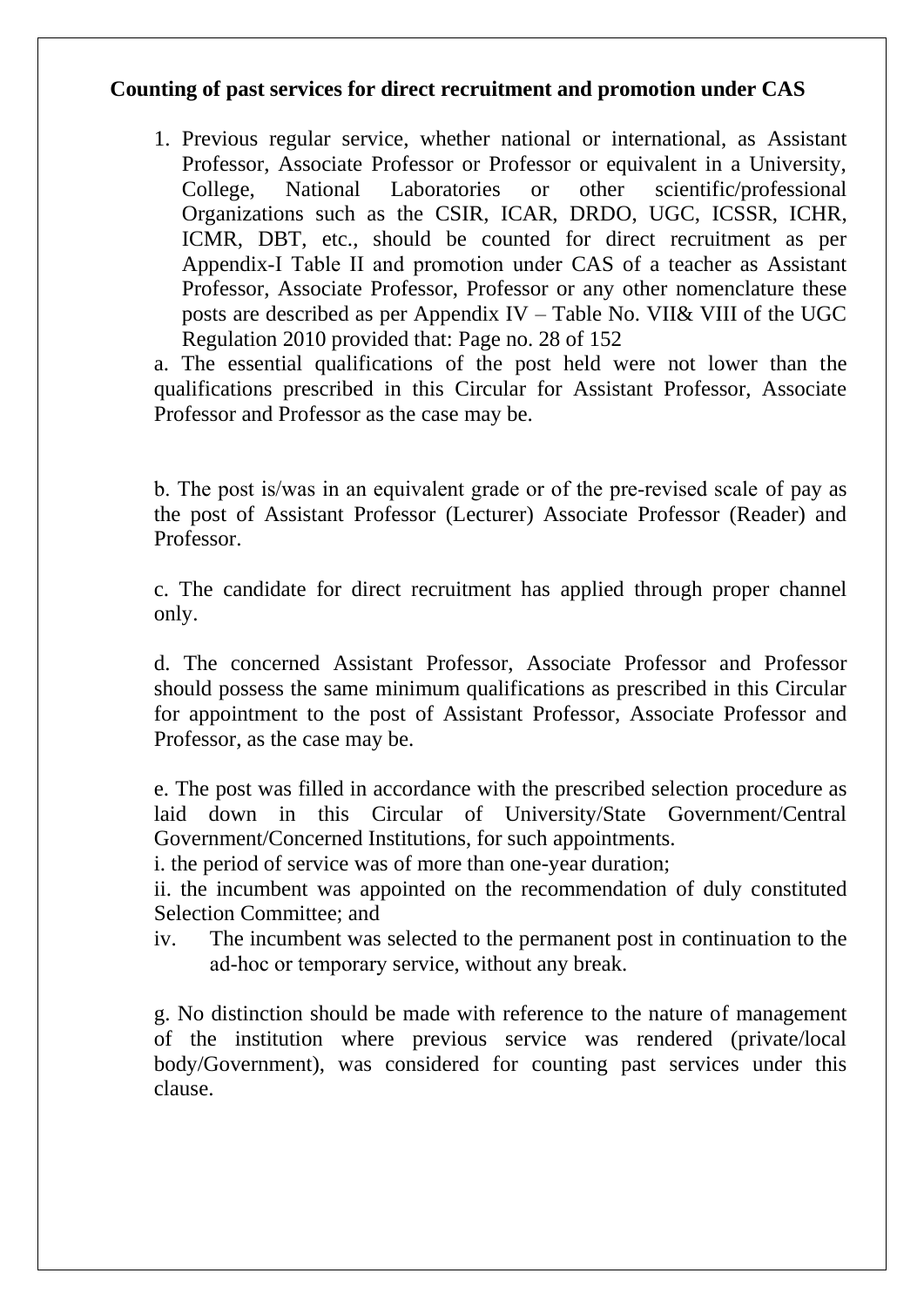**Counting of past services for direct recruitment and promotion under CAS**

1. Previous regular service, whether national or international, as Assistant Professor, Associate Professor or Professor or equivalent in a University, College, National Laboratories or other scientific/professional Organizations such as the CSIR, ICAR, DRDO, UGC, ICSSR, ICHR, ICMR, DBT, etc., should be counted for direct recruitment as per Appendix-I Table II and promotion under CAS of a teacher as Assistant Professor, Associate Professor, Professor or any other nomenclature these posts are described as per Appendix IV – Table No. VII& VIII of the UGC Regulation 2010 provided that: Page no. 28 of 152

a. The essential qualifications of the post held were not lower than the qualifications prescribed in this Circular for Assistant Professor, Associate Professor and Professor as the case may be.

b. The post is/was in an equivalent grade or of the pre-revised scale of pay as the post of Assistant Professor (Lecturer) Associate Professor (Reader) and Professor.

c. The candidate for direct recruitment has applied through proper channel only.

d. The concerned Assistant Professor, Associate Professor and Professor should possess the same minimum qualifications as prescribed in this Circular for appointment to the post of Assistant Professor, Associate Professor and Professor, as the case may be.

e. The post was filled in accordance with the prescribed selection procedure as laid down in this Circular of University/State Government/Central Government/Concerned Institutions, for such appointments.

i. the period of service was of more than one-year duration;

ii. the incumbent was appointed on the recommendation of duly constituted Selection Committee; and

iv. The incumbent was selected to the permanent post in continuation to the ad-hoc or temporary service, without any break.

g. No distinction should be made with reference to the nature of management of the institution where previous service was rendered (private/local body/Government), was considered for counting past services under this clause.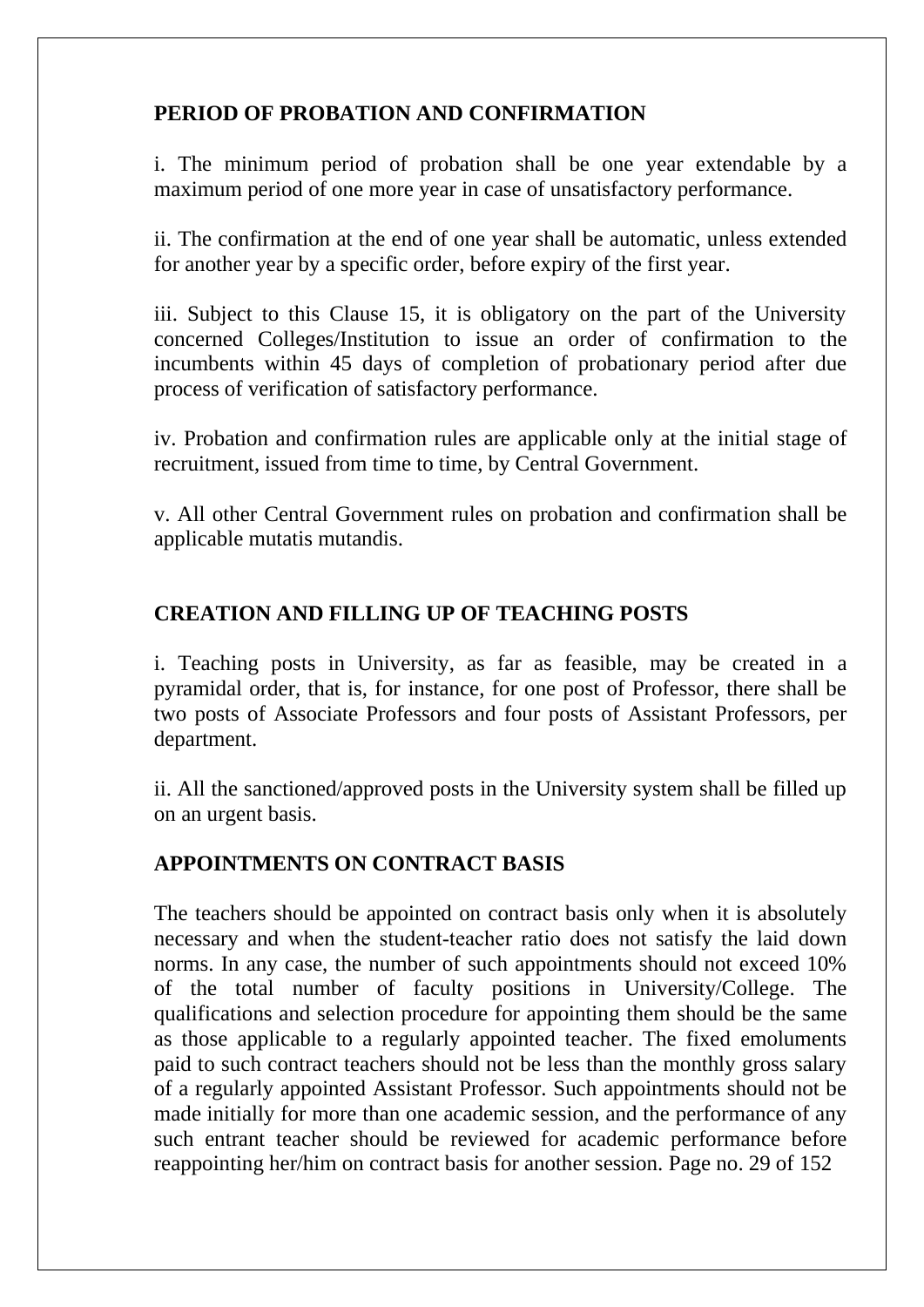## PERIOD OF PROBATION AND CONFIRMATION

i. The minimum period of probation shall be one year extendable by a maximum period of one more year in case of unsatisfactory performance.

ii. The confirmation at the end of one year shall be automatic, unless extended for another year by a specific order, before expiry of the first year.

iii. Subject to this Clause 15, it is obligatory on the part of the University concerned Colleges/Institution to issue an order of confirmation to the incumbents within 45 days of completion of probationary period after due process of verification of satisfactory performance.

iv. Probation and confirmation rules are applicable only at the initial stage of recruitment, issued from time to time, by Central Government.

v. All other Central Government rules on probation and confirmation shall be applicable mutatis mutandis.

## CREATION AND FILLING UP OF TEACHING POSTS

i. Teaching posts in University, as far as feasible, may be created in a pyramidal order, that is, for instance, for one post of Professor, there shall be two posts of Associate Professors and four posts of Assistant Professors, per department.

ii. All the sanctioned/approved posts in the University system shall be filled up on an urgent basis.

## APPOINTMENTS ON CONTRACT BASIS

The teachers should be appointed on contract basis only when it is absolutely necessary and when the student-teacher ratio does not satisfy the laid down norms. In any case, the number of such appointments should not exceed 10% of the total number of faculty positions in University/College. The qualifications and selection procedure for appointing them should be the same as those applicable to a regularly appointed teacher. The fixed emoluments paid to such contract teachers should not be less than the monthly gross salary of a regularly appointed Assistant Professor. Such appointments should not be made initially for more than one academic session, and the performance of any such entrant teacher should be reviewed for academic performance before reappointing her/him on contract basis for another session.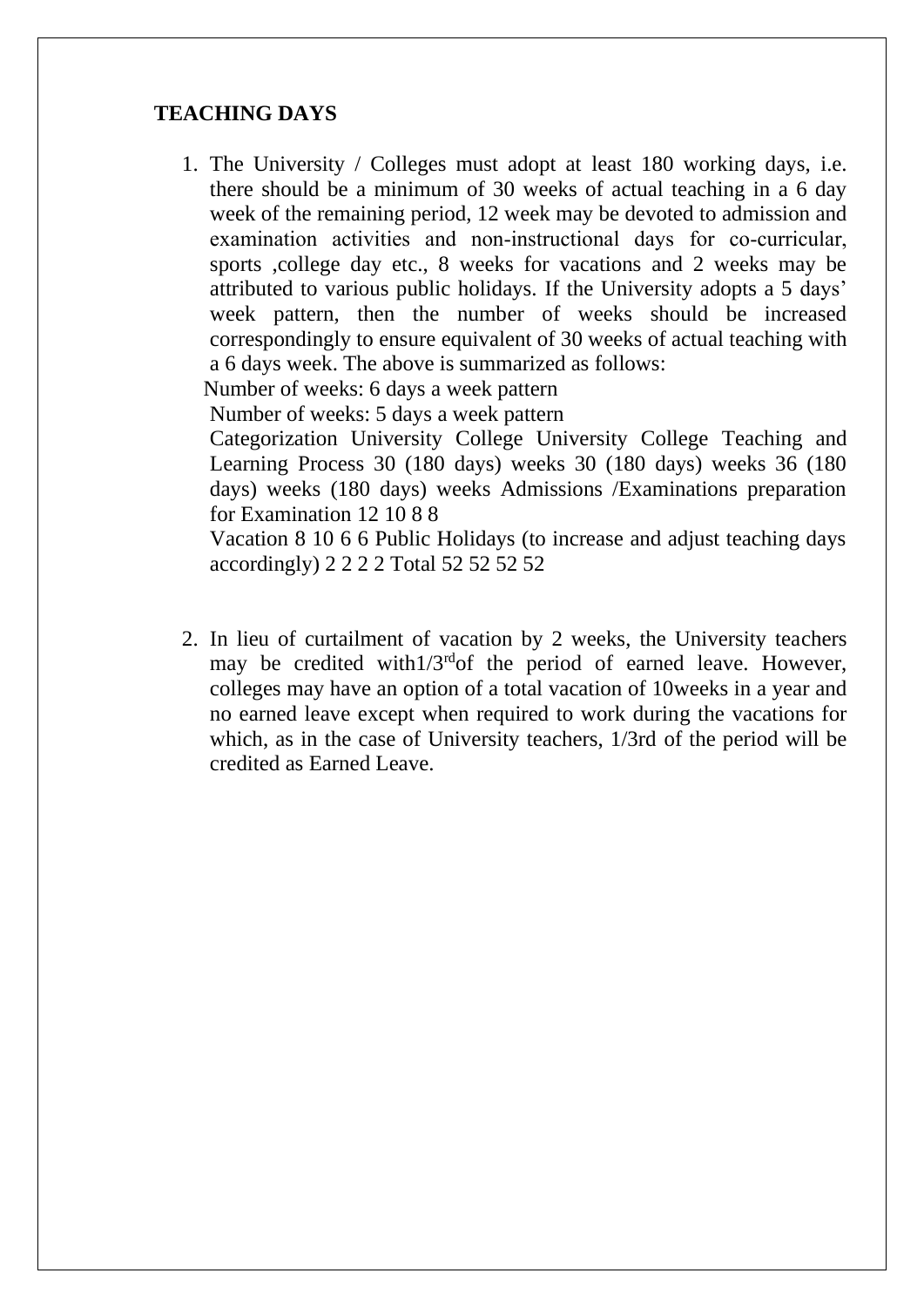## TEACHING DAYS

1. The University / Colleges must adopt at least 180 working days, i.e. there should be a minimum of 30 weeks of actual teaching in a 6 day week of the remaining period, 12 week may be devoted to admission and examination activities and non-instructional days for co-curricular, sports ,college day etc., 8 weeks for vacations and 2 weeks may be attributed to various public holidays. If the University adopts a 5 days' week pattern, then the number of weeks should be increased correspondingly to ensure equivalent of 30 weeks of actual teaching with a 6 days week. The above is summarized as follows:

   Number of weeks: 6 days a week pattern

   Number of weeks: 5 days a week pattern

   Categorization University College University College Teaching and Learning Process 30 (180 days) weeks 30 (180 days) weeks 36 (180 days) weeks (180 days) weeks Admissions /Examinations preparation for Examination 12 10 8 8

   Vacation 8 10 6 6 Public Holidays (to increase and adjust teaching days accordingly) 2 2 2 2 Total 52 52 52 52

2. In lieu of curtailment of vacation by 2 weeks, the University teachers may be credited with1/3rdof the period of earned leave. However, colleges may have an option of a total vacation of 10weeks in a year and no earned leave except when required to work during the vacations for which, as in the case of University teachers, 1/3rd of the period will be credited as Earned Leave.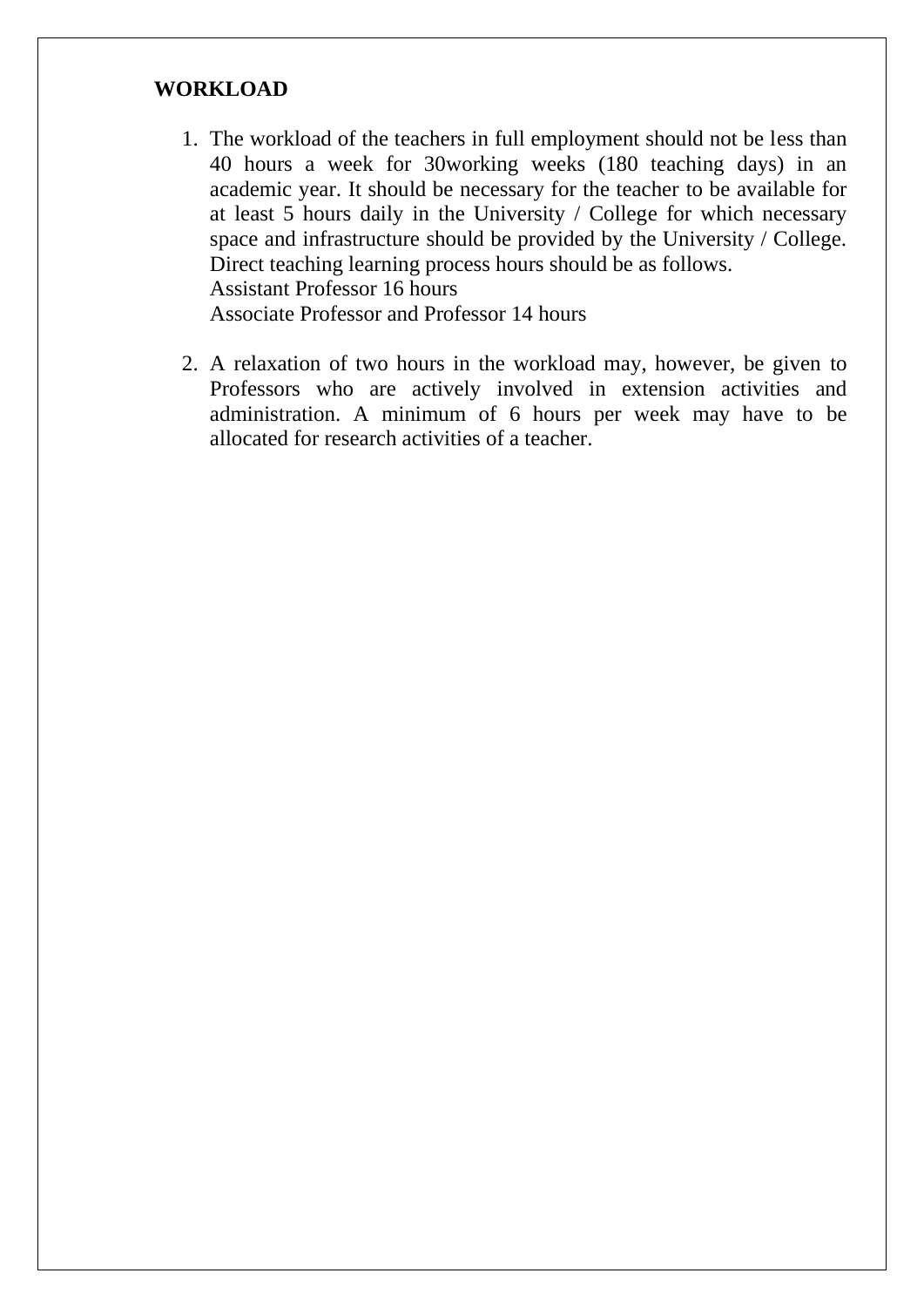**WORKLOAD**

1. The workload of the teachers in full employment should not be less than 40 hours a week for 30working weeks (180 teaching days) in an academic year. It should be necessary for the teacher to be available for at least 5 hours daily in the University / College for which necessary space and infrastructure should be provided by the University / College. Direct teaching learning process hours should be as follows.  
   Assistant Professor 16 hours  
   Associate Professor and Professor 14 hours

2. A relaxation of two hours in the workload may, however, be given to Professors who are actively involved in extension activities and administration. A minimum of 6 hours per week may have to be allocated for research activities of a teacher.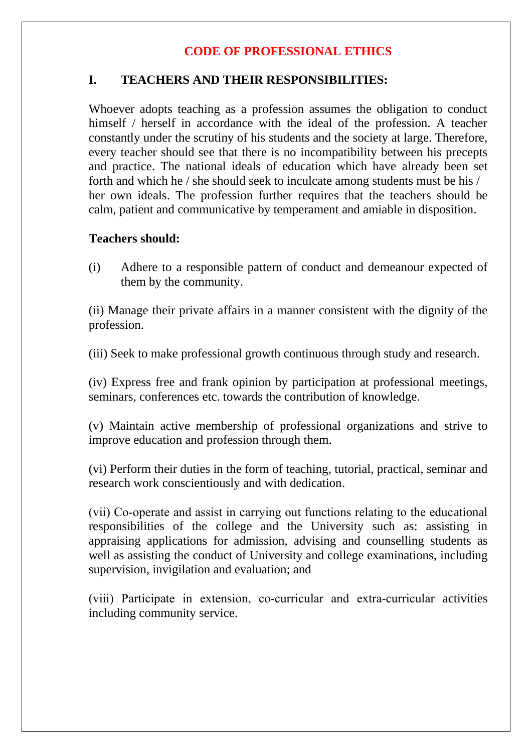# CODE OF PROFESSIONAL ETHICS

## I. TEACHERS AND THEIR RESPONSIBILITIES:

Whoever adopts teaching as a profession assumes the obligation to conduct himself / herself in accordance with the ideal of the profession. A teacher constantly under the scrutiny of his students and the society at large. Therefore, every teacher should see that there is no incompatibility between his precepts and practice. The national ideals of education which have already been set forth and which he / she should seek to inculcate among students must be his / her own ideals. The profession further requires that the teachers should be calm, patient and communicative by temperament and amiable in disposition.

**Teachers should:**

(i) Adhere to a responsible pattern of conduct and demeanour expected of them by the community.

(ii) Manage their private affairs in a manner consistent with the dignity of the profession.

(iii) Seek to make professional growth continuous through study and research.

(iv) Express free and frank opinion by participation at professional meetings, seminars, conferences etc. towards the contribution of knowledge.

(v) Maintain active membership of professional organizations and strive to improve education and profession through them.

(vi) Perform their duties in the form of teaching, tutorial, practical, seminar and research work conscientiously and with dedication.

(vii) Co-operate and assist in carrying out functions relating to the educational responsibilities of the college and the University such as: assisting in appraising applications for admission, advising and counselling students as well as assisting the conduct of University and college examinations, including supervision, invigilation and evaluation; and

(viii) Participate in extension, co-curricular and extra-curricular activities including community service.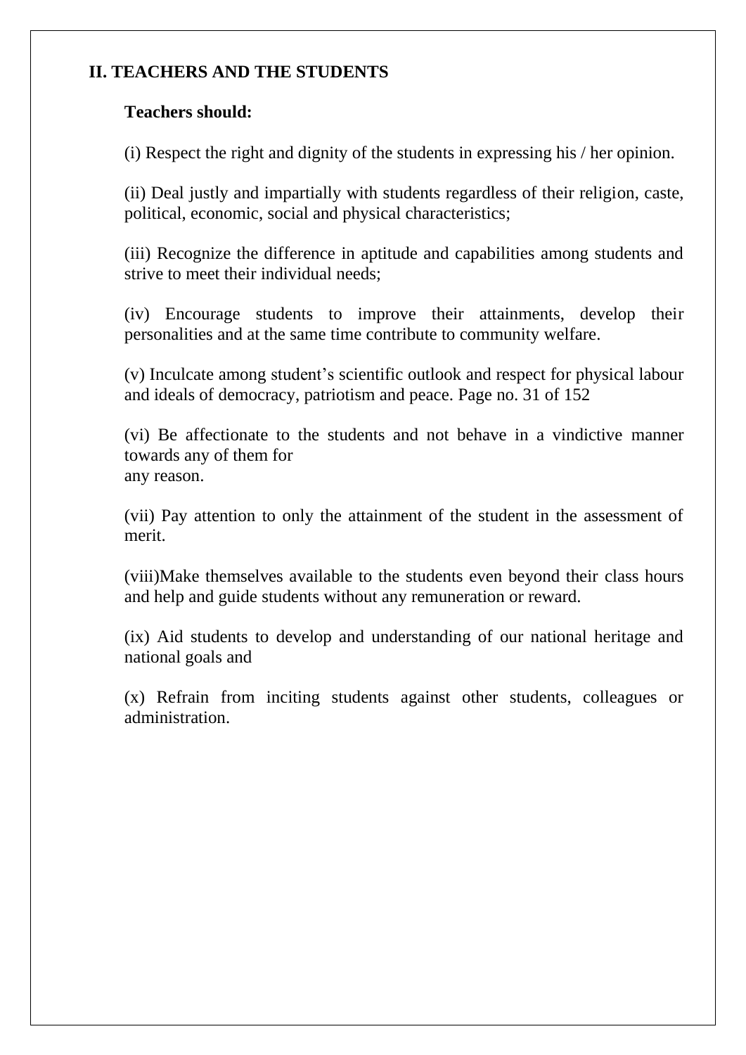## II. TEACHERS AND THE STUDENTS

**Teachers should:**

(i) Respect the right and dignity of the students in expressing his / her opinion.

(ii) Deal justly and impartially with students regardless of their religion, caste, political, economic, social and physical characteristics;

(iii) Recognize the difference in aptitude and capabilities among students and strive to meet their individual needs;

(iv) Encourage students to improve their attainments, develop their personalities and at the same time contribute to community welfare.

(v) Inculcate among student's scientific outlook and respect for physical labour and ideals of democracy, patriotism and peace.

(vi) Be affectionate to the students and not behave in a vindictive manner towards any of them for any reason.

(vii) Pay attention to only the attainment of the student in the assessment of merit.

(viii)Make themselves available to the students even beyond their class hours and help and guide students without any remuneration or reward.

(ix) Aid students to develop and understanding of our national heritage and national goals and

(x) Refrain from inciting students against other students, colleagues or administration.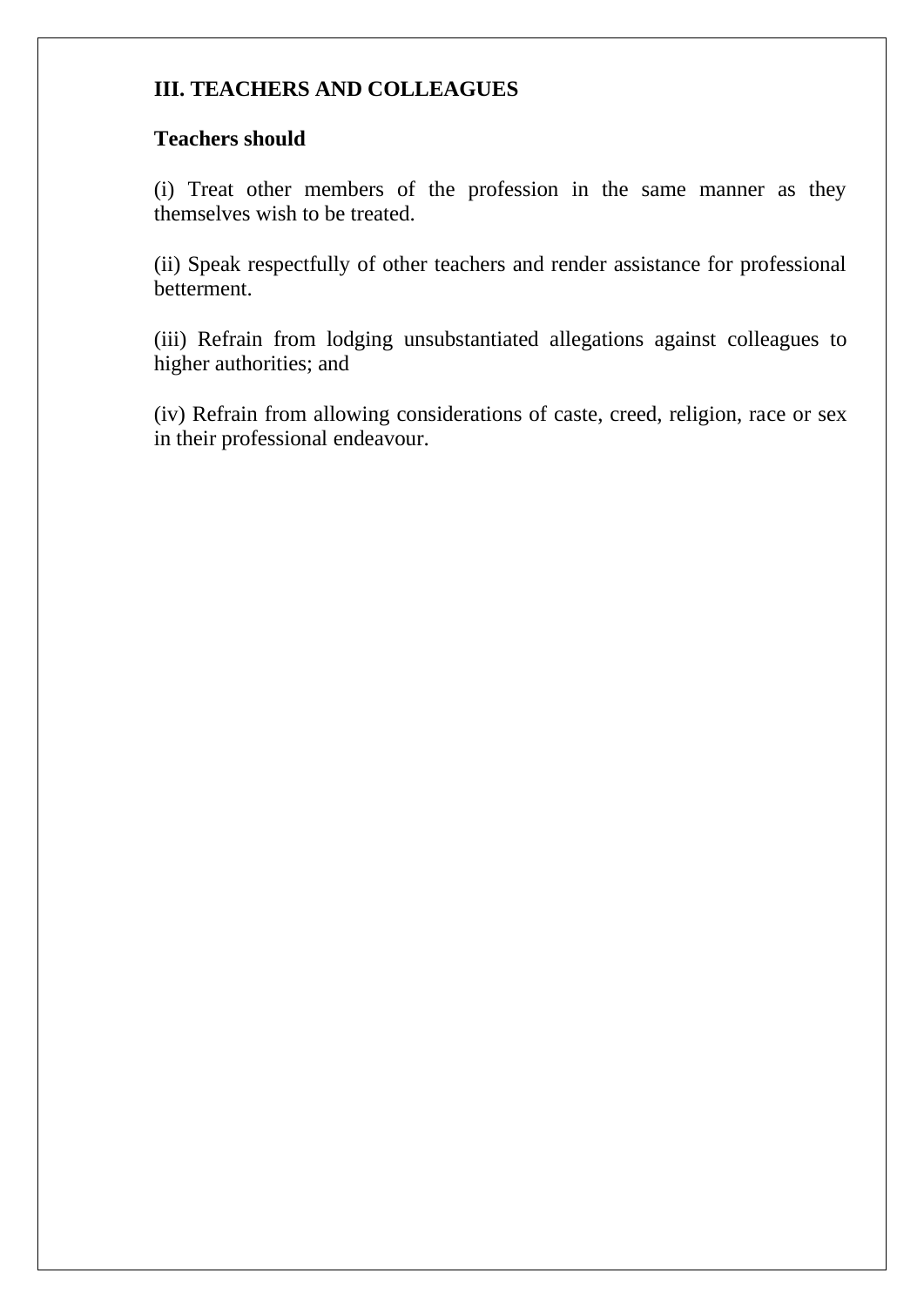## III. TEACHERS AND COLLEAGUES

**Teachers should**

(i) Treat other members of the profession in the same manner as they themselves wish to be treated.

(ii) Speak respectfully of other teachers and render assistance for professional betterment.

(iii) Refrain from lodging unsubstantiated allegations against colleagues to higher authorities; and

(iv) Refrain from allowing considerations of caste, creed, religion, race or sex in their professional endeavour.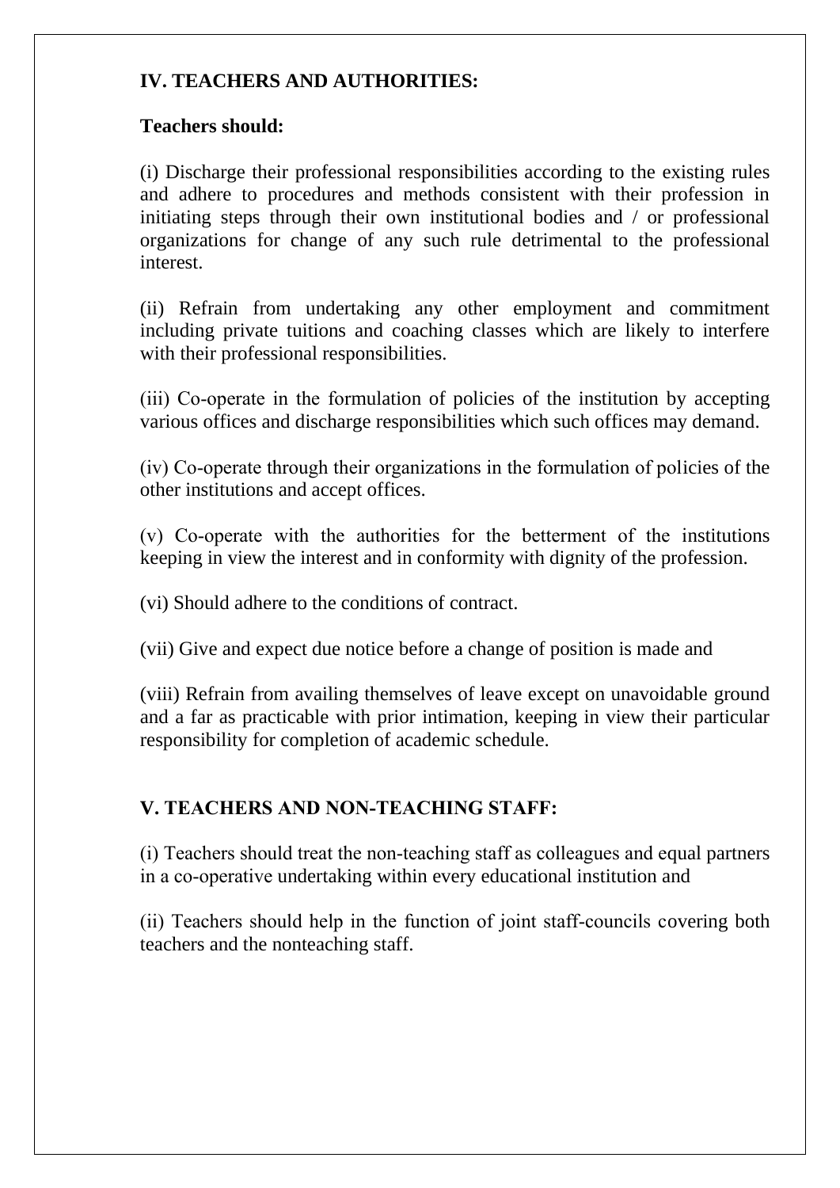## IV. TEACHERS AND AUTHORITIES:

**Teachers should:**

(i) Discharge their professional responsibilities according to the existing rules and adhere to procedures and methods consistent with their profession in initiating steps through their own institutional bodies and / or professional organizations for change of any such rule detrimental to the professional interest.

(ii) Refrain from undertaking any other employment and commitment including private tuitions and coaching classes which are likely to interfere with their professional responsibilities.

(iii) Co-operate in the formulation of policies of the institution by accepting various offices and discharge responsibilities which such offices may demand.

(iv) Co-operate through their organizations in the formulation of policies of the other institutions and accept offices.

(v) Co-operate with the authorities for the betterment of the institutions keeping in view the interest and in conformity with dignity of the profession.

(vi) Should adhere to the conditions of contract.

(vii) Give and expect due notice before a change of position is made and

(viii) Refrain from availing themselves of leave except on unavoidable ground and a far as practicable with prior intimation, keeping in view their particular responsibility for completion of academic schedule.

## V. TEACHERS AND NON-TEACHING STAFF:

(i) Teachers should treat the non-teaching staff as colleagues and equal partners in a co-operative undertaking within every educational institution and

(ii) Teachers should help in the function of joint staff-councils covering both teachers and the nonteaching staff.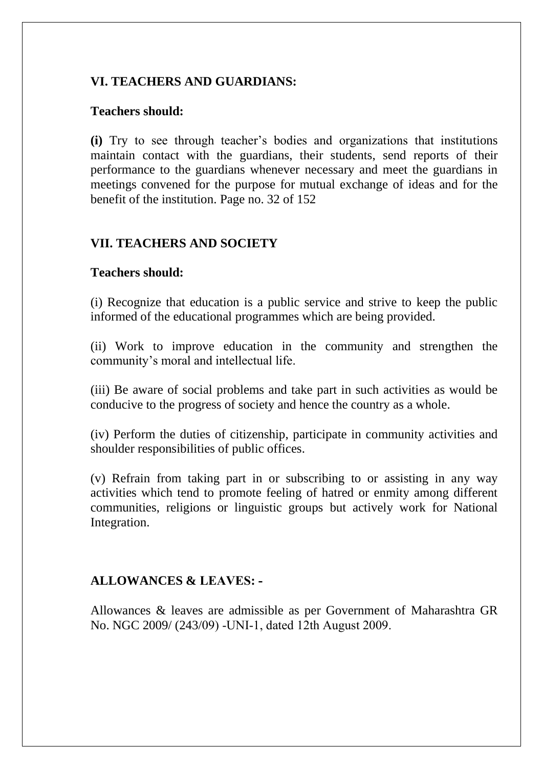### VI. TEACHERS AND GUARDIANS:

**Teachers should:**

**(i)** Try to see through teacher's bodies and organizations that institutions maintain contact with the guardians, their students, send reports of their performance to the guardians whenever necessary and meet the guardians in meetings convened for the purpose for mutual exchange of ideas and for the benefit of the institution. Page no. 32 of 152

### VII. TEACHERS AND SOCIETY

**Teachers should:**

(i) Recognize that education is a public service and strive to keep the public informed of the educational programmes which are being provided.

(ii) Work to improve education in the community and strengthen the community's moral and intellectual life.

(iii) Be aware of social problems and take part in such activities as would be conducive to the progress of society and hence the country as a whole.

(iv) Perform the duties of citizenship, participate in community activities and shoulder responsibilities of public offices.

(v) Refrain from taking part in or subscribing to or assisting in any way activities which tend to promote feeling of hatred or enmity among different communities, religions or linguistic groups but actively work for National Integration.

### ALLOWANCES & LEAVES: -

Allowances & leaves are admissible as per Government of Maharashtra GR No. NGC 2009/ (243/09) -UNI-1, dated 12th August 2009.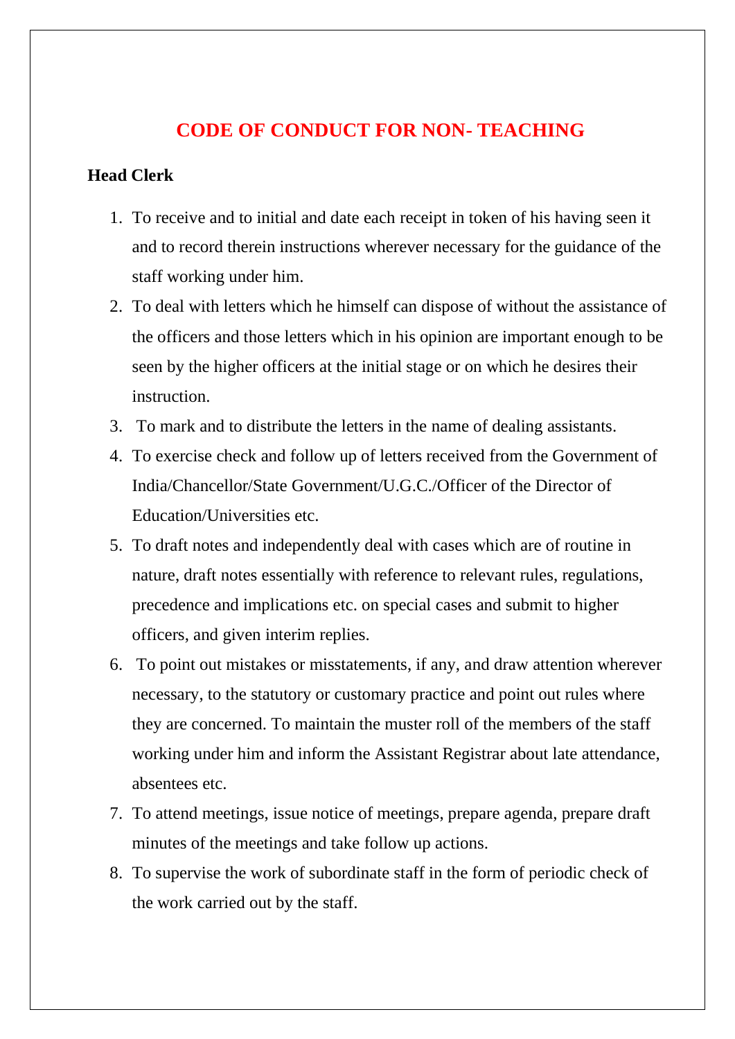# CODE OF CONDUCT FOR NON- TEACHING

**Head Clerk**

1. To receive and to initial and date each receipt in token of his having seen it and to record therein instructions wherever necessary for the guidance of the staff working under him.
2. To deal with letters which he himself can dispose of without the assistance of the officers and those letters which in his opinion are important enough to be seen by the higher officers at the initial stage or on which he desires their instruction.
3. To mark and to distribute the letters in the name of dealing assistants.
4. To exercise check and follow up of letters received from the Government of India/Chancellor/State Government/U.G.C./Officer of the Director of Education/Universities etc.
5. To draft notes and independently deal with cases which are of routine in nature, draft notes essentially with reference to relevant rules, regulations, precedence and implications etc. on special cases and submit to higher officers, and given interim replies.
6. To point out mistakes or misstatements, if any, and draw attention wherever necessary, to the statutory or customary practice and point out rules where they are concerned. To maintain the muster roll of the members of the staff working under him and inform the Assistant Registrar about late attendance, absentees etc.
7. To attend meetings, issue notice of meetings, prepare agenda, prepare draft minutes of the meetings and take follow up actions.
8. To supervise the work of subordinate staff in the form of periodic check of the work carried out by the staff.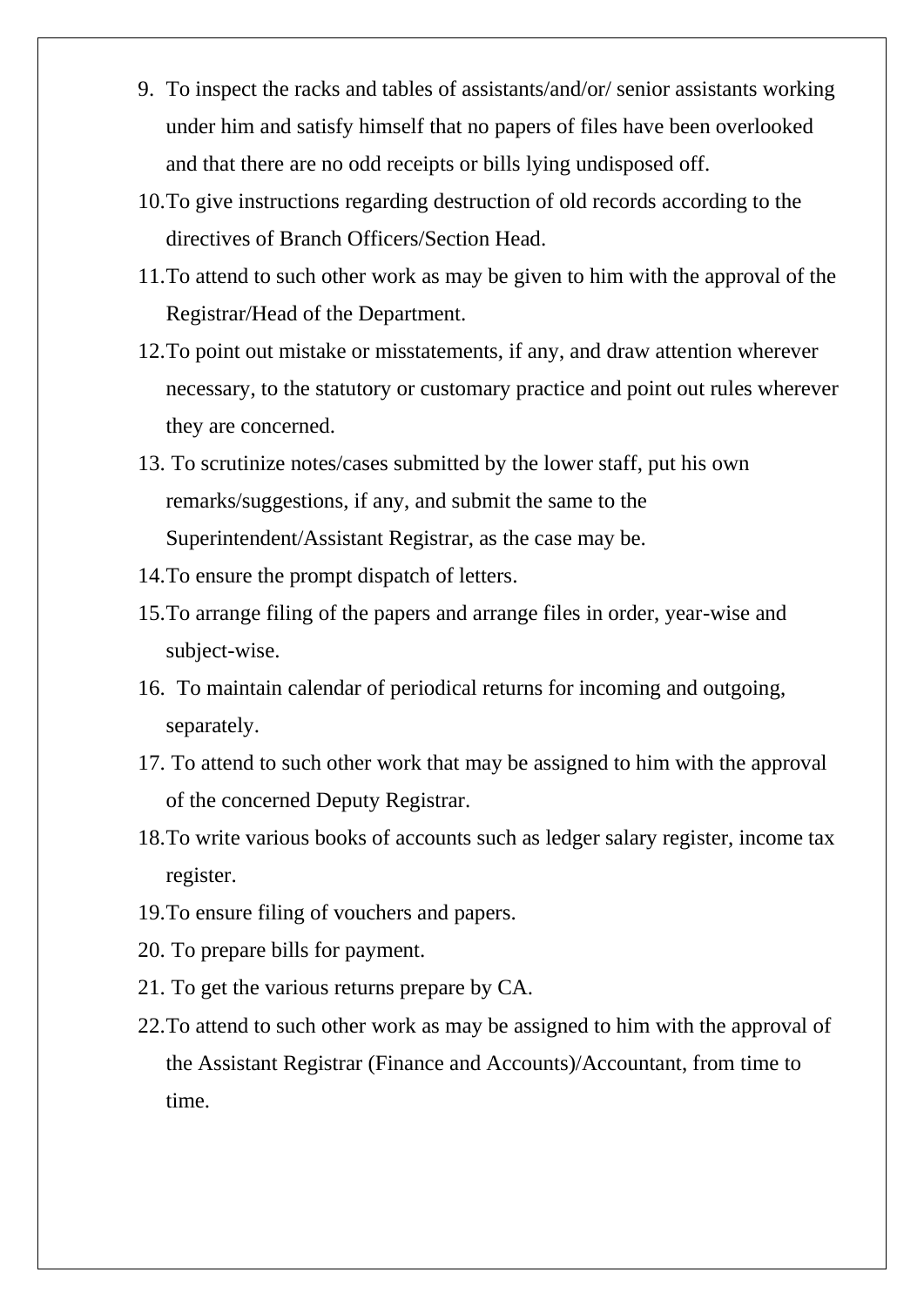9. To inspect the racks and tables of assistants/and/or/ senior assistants working under him and satisfy himself that no papers of files have been overlooked and that there are no odd receipts or bills lying undisposed off.
10. To give instructions regarding destruction of old records according to the directives of Branch Officers/Section Head.
11. To attend to such other work as may be given to him with the approval of the Registrar/Head of the Department.
12. To point out mistake or misstatements, if any, and draw attention wherever necessary, to the statutory or customary practice and point out rules wherever they are concerned.
13. To scrutinize notes/cases submitted by the lower staff, put his own remarks/suggestions, if any, and submit the same to the Superintendent/Assistant Registrar, as the case may be.
14. To ensure the prompt dispatch of letters.
15. To arrange filing of the papers and arrange files in order, year-wise and subject-wise.
16. To maintain calendar of periodical returns for incoming and outgoing, separately.
17. To attend to such other work that may be assigned to him with the approval of the concerned Deputy Registrar.
18. To write various books of accounts such as ledger salary register, income tax register.
19. To ensure filing of vouchers and papers.
20. To prepare bills for payment.
21. To get the various returns prepare by CA.
22. To attend to such other work as may be assigned to him with the approval of the Assistant Registrar (Finance and Accounts)/Accountant, from time to time.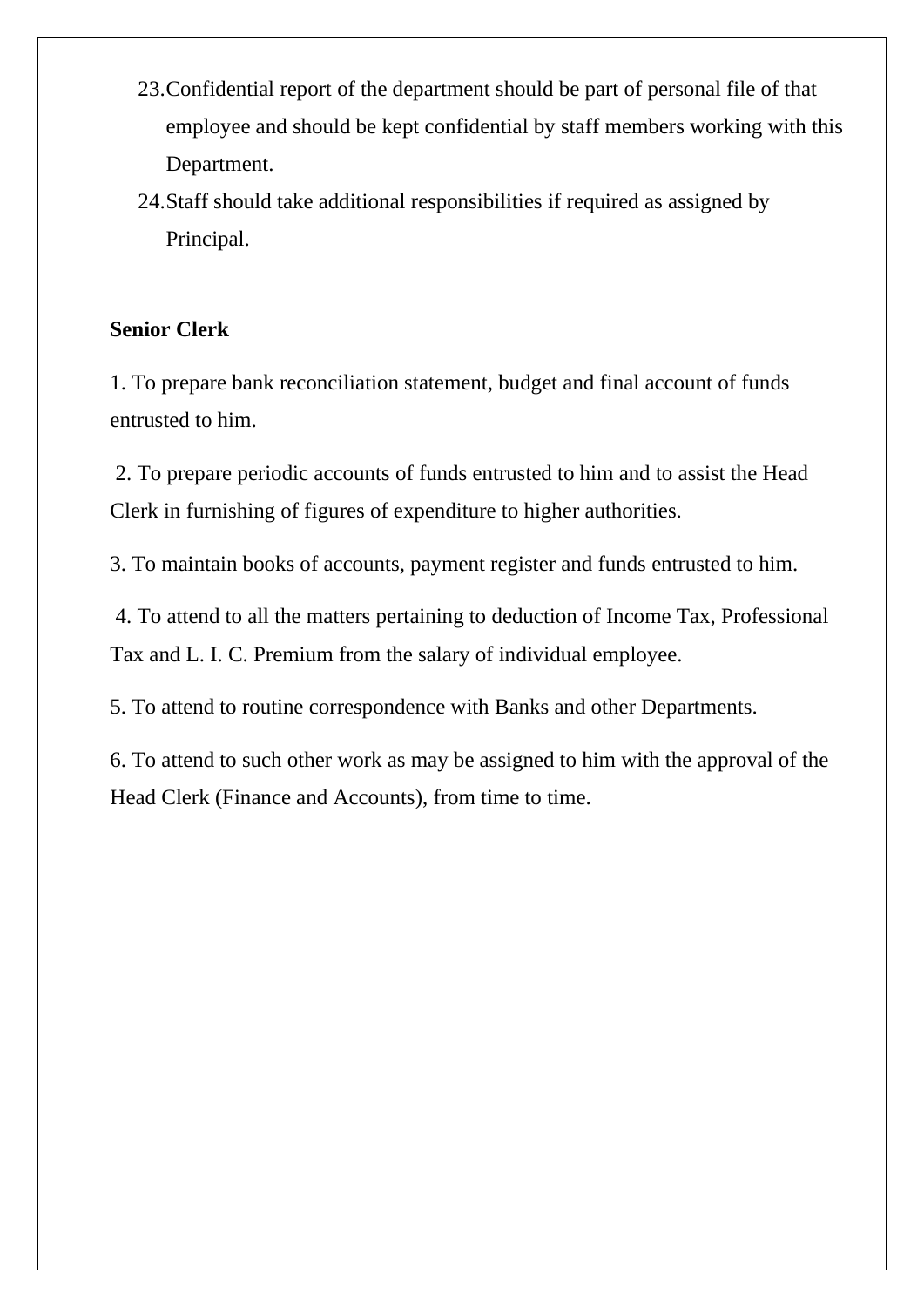23. Confidential report of the department should be part of personal file of that employee and should be kept confidential by staff members working with this Department.
24. Staff should take additional responsibilities if required as assigned by Principal.

**Senior Clerk**

1. To prepare bank reconciliation statement, budget and final account of funds entrusted to him.

2. To prepare periodic accounts of funds entrusted to him and to assist the Head Clerk in furnishing of figures of expenditure to higher authorities.

3. To maintain books of accounts, payment register and funds entrusted to him.

4. To attend to all the matters pertaining to deduction of Income Tax, Professional Tax and L. I. C. Premium from the salary of individual employee.

5. To attend to routine correspondence with Banks and other Departments.

6. To attend to such other work as may be assigned to him with the approval of the Head Clerk (Finance and Accounts), from time to time.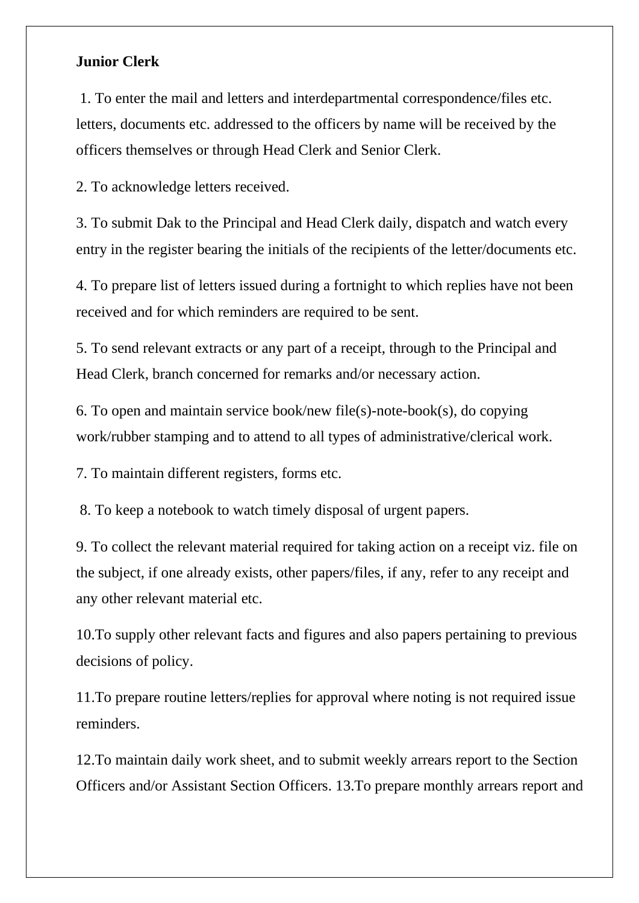**Junior Clerk**

1. To enter the mail and letters and interdepartmental correspondence/files etc. letters, documents etc. addressed to the officers by name will be received by the officers themselves or through Head Clerk and Senior Clerk.

2. To acknowledge letters received.

3. To submit Dak to the Principal and Head Clerk daily, dispatch and watch every entry in the register bearing the initials of the recipients of the letter/documents etc.

4. To prepare list of letters issued during a fortnight to which replies have not been received and for which reminders are required to be sent.

5. To send relevant extracts or any part of a receipt, through to the Principal and Head Clerk, branch concerned for remarks and/or necessary action.

6. To open and maintain service book/new file(s)-note-book(s), do copying work/rubber stamping and to attend to all types of administrative/clerical work.

7. To maintain different registers, forms etc.

8. To keep a notebook to watch timely disposal of urgent papers.

9. To collect the relevant material required for taking action on a receipt viz. file on the subject, if one already exists, other papers/files, if any, refer to any receipt and any other relevant material etc.

10.To supply other relevant facts and figures and also papers pertaining to previous decisions of policy.

11.To prepare routine letters/replies for approval where noting is not required issue reminders.

12.To maintain daily work sheet, and to submit weekly arrears report to the Section Officers and/or Assistant Section Officers. 13.To prepare monthly arrears report and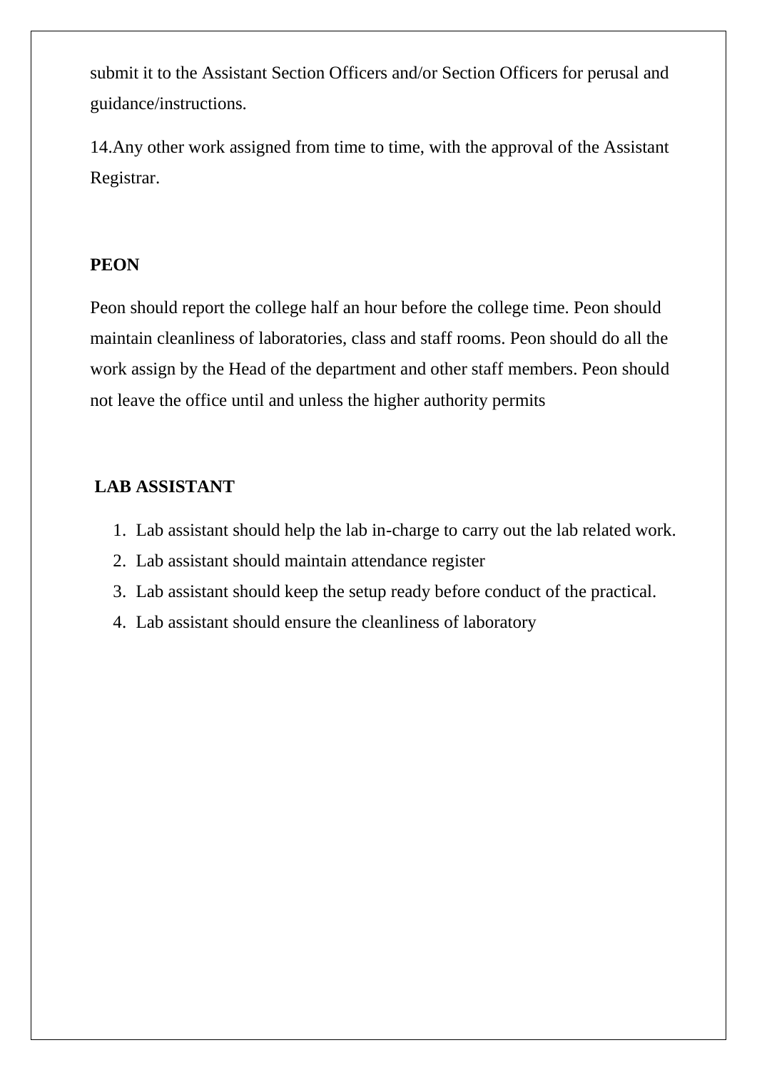submit it to the Assistant Section Officers and/or Section Officers for perusal and guidance/instructions.

14.Any other work assigned from time to time, with the approval of the Assistant Registrar.

**PEON**

Peon should report the college half an hour before the college time. Peon should maintain cleanliness of laboratories, class and staff rooms. Peon should do all the work assign by the Head of the department and other staff members. Peon should not leave the office until and unless the higher authority permits

**LAB ASSISTANT**

1. Lab assistant should help the lab in-charge to carry out the lab related work.
2. Lab assistant should maintain attendance register
3. Lab assistant should keep the setup ready before conduct of the practical.
4. Lab assistant should ensure the cleanliness of laboratory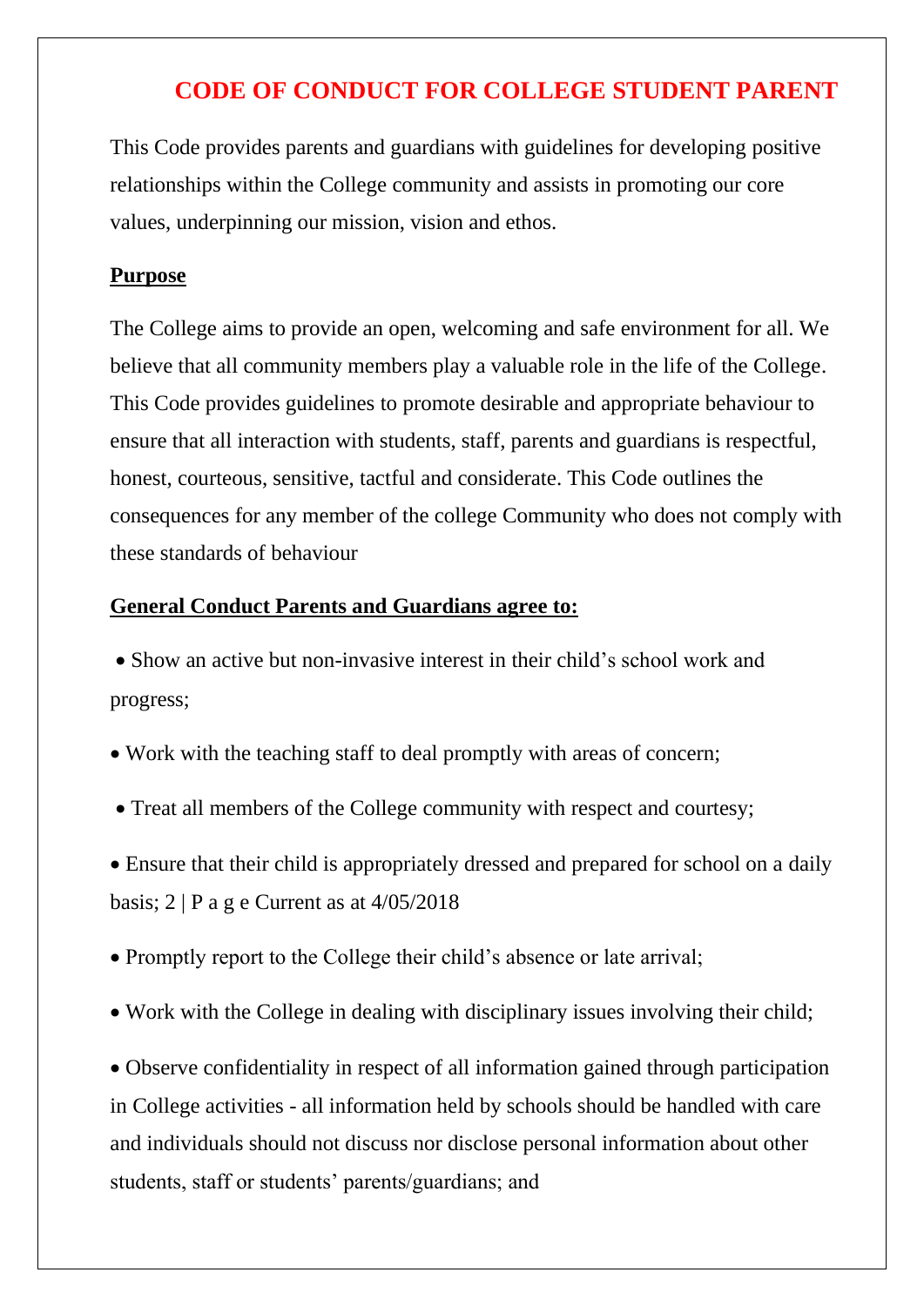# CODE OF CONDUCT FOR COLLEGE STUDENT PARENT

This Code provides parents and guardians with guidelines for developing positive relationships within the College community and assists in promoting our core values, underpinning our mission, vision and ethos.

## Purpose

The College aims to provide an open, welcoming and safe environment for all. We believe that all community members play a valuable role in the life of the College. This Code provides guidelines to promote desirable and appropriate behaviour to ensure that all interaction with students, staff, parents and guardians is respectful, honest, courteous, sensitive, tactful and considerate. This Code outlines the consequences for any member of the college Community who does not comply with these standards of behaviour

## General Conduct Parents and Guardians agree to:

- Show an active but non-invasive interest in their child's school work and progress;
- Work with the teaching staff to deal promptly with areas of concern;
- Treat all members of the College community with respect and courtesy;
- Ensure that their child is appropriately dressed and prepared for school on a daily basis;
- Promptly report to the College their child's absence or late arrival;
- Work with the College in dealing with disciplinary issues involving their child;
- Observe confidentiality in respect of all information gained through participation in College activities - all information held by schools should be handled with care and individuals should not discuss nor disclose personal information about other students, staff or students' parents/guardians; and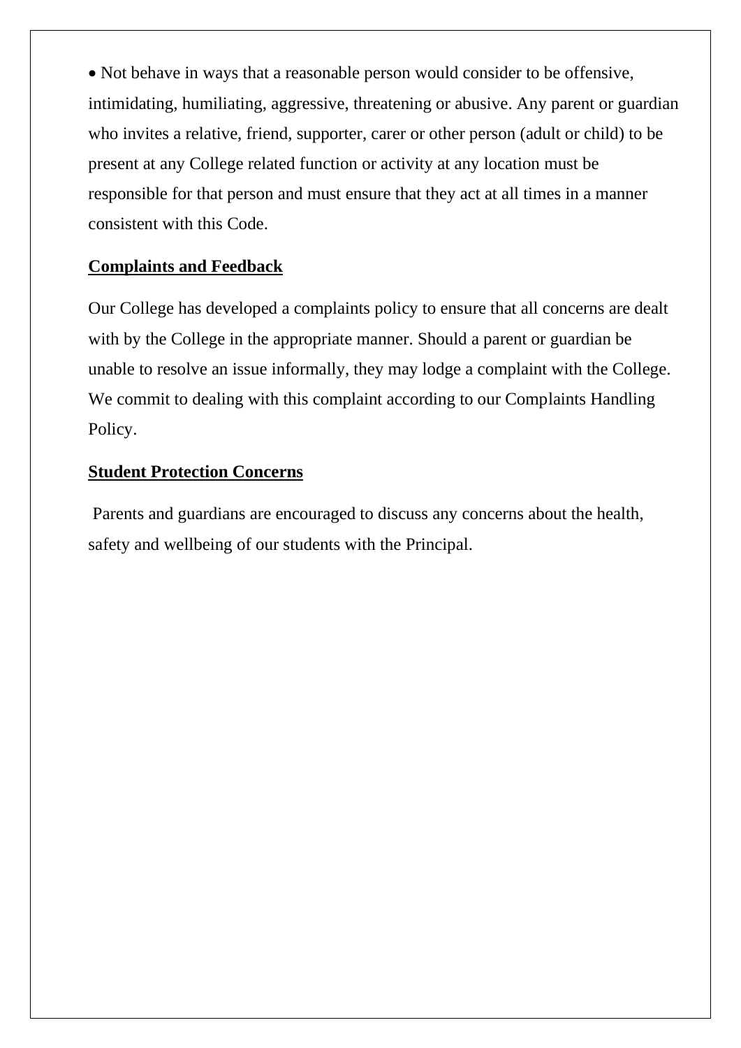- Not behave in ways that a reasonable person would consider to be offensive, intimidating, humiliating, aggressive, threatening or abusive. Any parent or guardian who invites a relative, friend, supporter, carer or other person (adult or child) to be present at any College related function or activity at any location must be responsible for that person and must ensure that they act at all times in a manner consistent with this Code.

## Complaints and Feedback

Our College has developed a complaints policy to ensure that all concerns are dealt with by the College in the appropriate manner. Should a parent or guardian be unable to resolve an issue informally, they may lodge a complaint with the College. We commit to dealing with this complaint according to our Complaints Handling Policy.

## Student Protection Concerns

Parents and guardians are encouraged to discuss any concerns about the health, safety and wellbeing of our students with the Principal.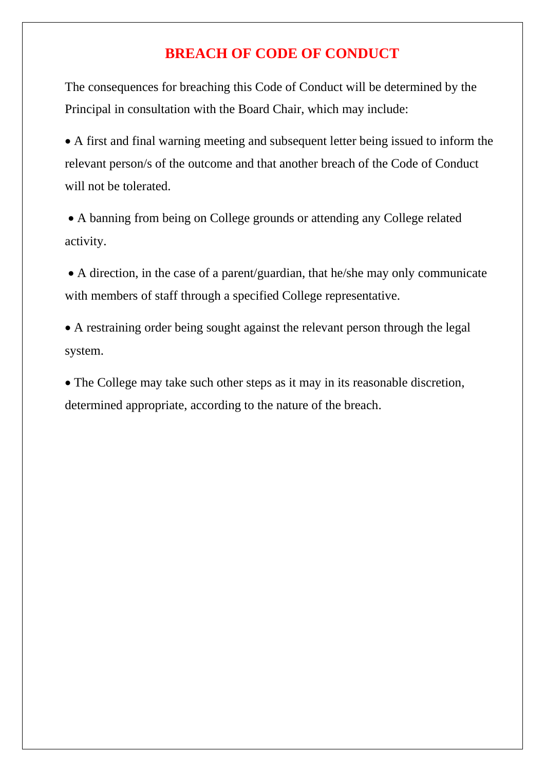## BREACH OF CODE OF CONDUCT

The consequences for breaching this Code of Conduct will be determined by the Principal in consultation with the Board Chair, which may include:

- A first and final warning meeting and subsequent letter being issued to inform the relevant person/s of the outcome and that another breach of the Code of Conduct will not be tolerated.
- A banning from being on College grounds or attending any College related activity.
- A direction, in the case of a parent/guardian, that he/she may only communicate with members of staff through a specified College representative.
- A restraining order being sought against the relevant person through the legal system.
- The College may take such other steps as it may in its reasonable discretion, determined appropriate, according to the nature of the breach.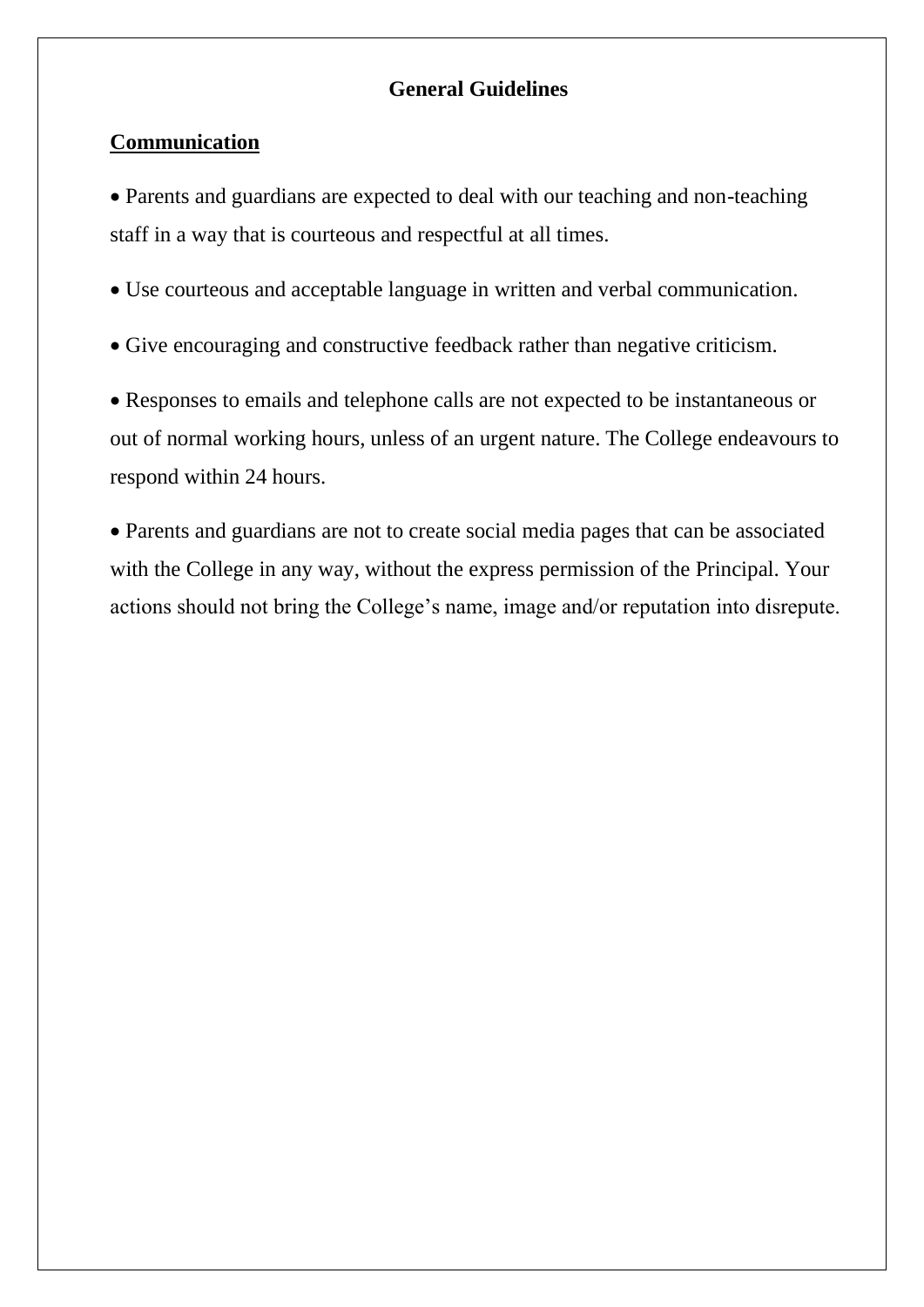## General Guidelines

### Communication

- Parents and guardians are expected to deal with our teaching and non-teaching staff in a way that is courteous and respectful at all times.
- Use courteous and acceptable language in written and verbal communication.
- Give encouraging and constructive feedback rather than negative criticism.
- Responses to emails and telephone calls are not expected to be instantaneous or out of normal working hours, unless of an urgent nature. The College endeavours to respond within 24 hours.
- Parents and guardians are not to create social media pages that can be associated with the College in any way, without the express permission of the Principal. Your actions should not bring the College's name, image and/or reputation into disrepute.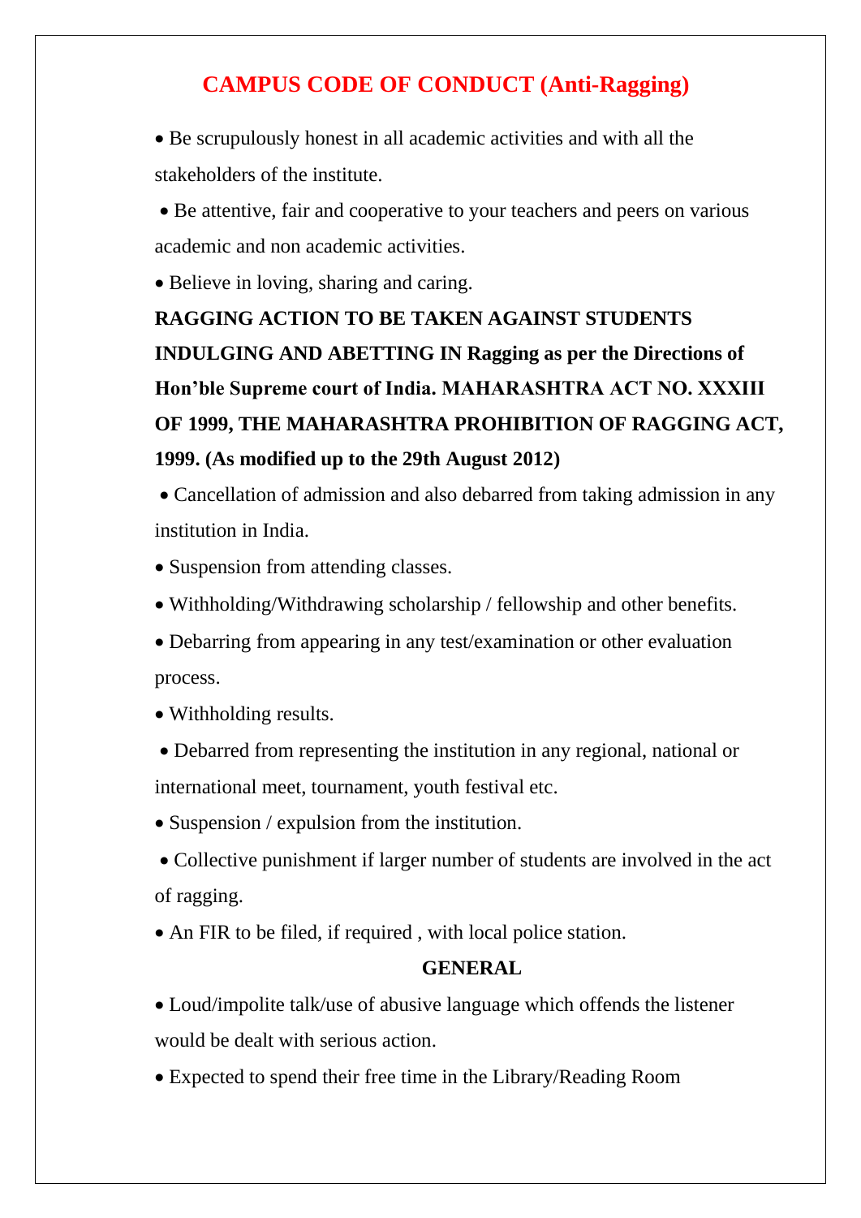# CAMPUS CODE OF CONDUCT (Anti-Ragging)

- Be scrupulously honest in all academic activities and with all the stakeholders of the institute.
- Be attentive, fair and cooperative to your teachers and peers on various academic and non academic activities.
- Believe in loving, sharing and caring.

**RAGGING ACTION TO BE TAKEN AGAINST STUDENTS INDULGING AND ABETTING IN Ragging as per the Directions of Hon'ble Supreme court of India. MAHARASHTRA ACT NO. XXXIII OF 1999, THE MAHARASHTRA PROHIBITION OF RAGGING ACT, 1999. (As modified up to the 29th August 2012)**

- Cancellation of admission and also debarred from taking admission in any institution in India.
- Suspension from attending classes.
- Withholding/Withdrawing scholarship / fellowship and other benefits.
- Debarring from appearing in any test/examination or other evaluation process.
- Withholding results.
- Debarred from representing the institution in any regional, national or international meet, tournament, youth festival etc.
- Suspension / expulsion from the institution.
- Collective punishment if larger number of students are involved in the act of ragging.
- An FIR to be filed, if required , with local police station.

**GENERAL**

- Loud/impolite talk/use of abusive language which offends the listener would be dealt with serious action.
- Expected to spend their free time in the Library/Reading Room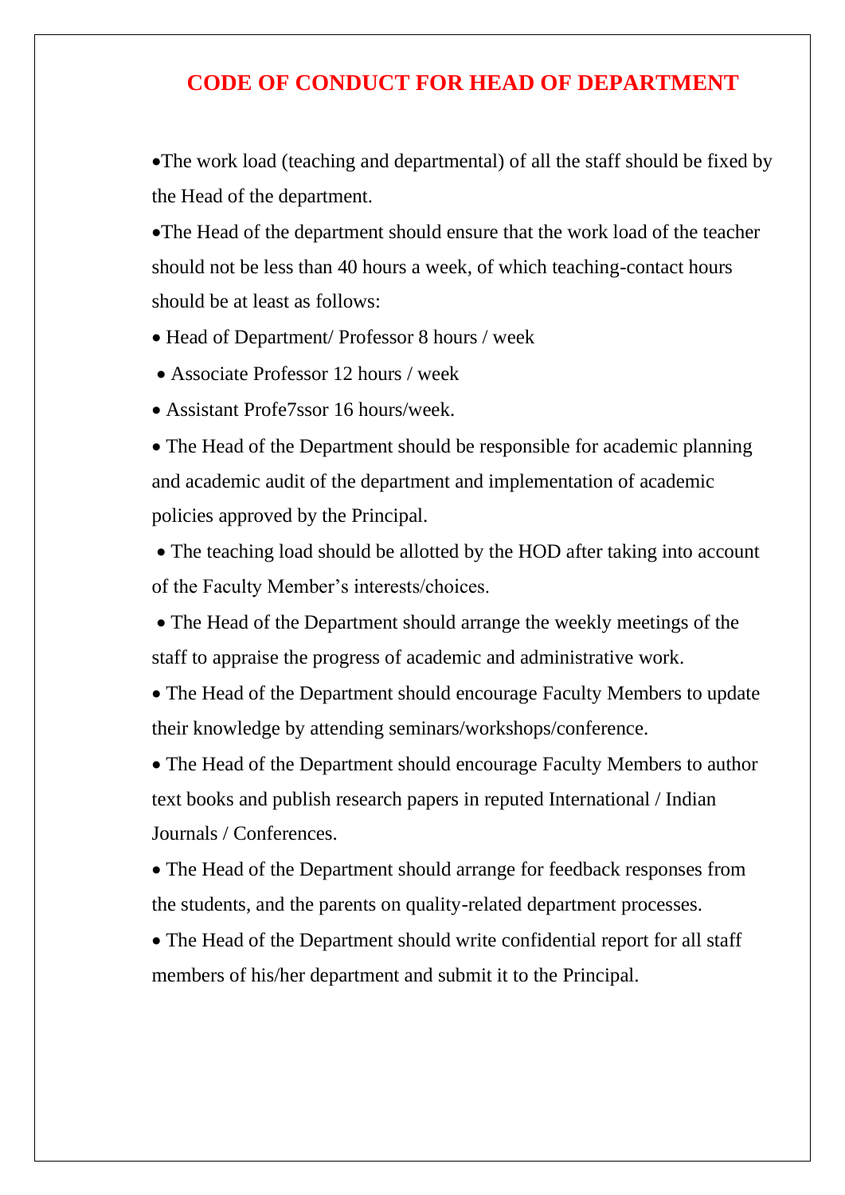# CODE OF CONDUCT FOR HEAD OF DEPARTMENT

- The work load (teaching and departmental) of all the staff should be fixed by the Head of the department.
- The Head of the department should ensure that the work load of the teacher should not be less than 40 hours a week, of which teaching-contact hours should be at least as follows:
- Head of Department/ Professor 8 hours / week
- Associate Professor 12 hours / week
- Assistant Profe7ssor 16 hours/week.
- The Head of the Department should be responsible for academic planning and academic audit of the department and implementation of academic policies approved by the Principal.
- The teaching load should be allotted by the HOD after taking into account of the Faculty Member's interests/choices.
- The Head of the Department should arrange the weekly meetings of the staff to appraise the progress of academic and administrative work.
- The Head of the Department should encourage Faculty Members to update their knowledge by attending seminars/workshops/conference.
- The Head of the Department should encourage Faculty Members to author text books and publish research papers in reputed International / Indian Journals / Conferences.
- The Head of the Department should arrange for feedback responses from the students, and the parents on quality-related department processes.
- The Head of the Department should write confidential report for all staff members of his/her department and submit it to the Principal.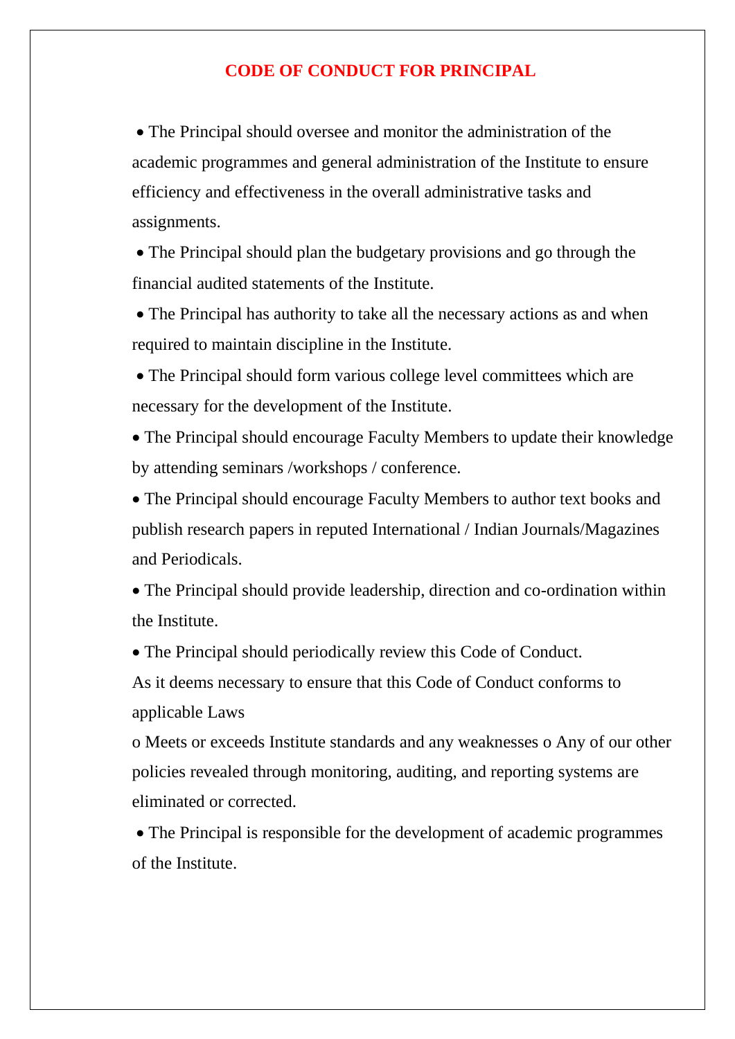## CODE OF CONDUCT FOR PRINCIPAL

- The Principal should oversee and monitor the administration of the academic programmes and general administration of the Institute to ensure efficiency and effectiveness in the overall administrative tasks and assignments.
- The Principal should plan the budgetary provisions and go through the financial audited statements of the Institute.
- The Principal has authority to take all the necessary actions as and when required to maintain discipline in the Institute.
- The Principal should form various college level committees which are necessary for the development of the Institute.
- The Principal should encourage Faculty Members to update their knowledge by attending seminars /workshops / conference.
- The Principal should encourage Faculty Members to author text books and publish research papers in reputed International / Indian Journals/Magazines and Periodicals.
- The Principal should provide leadership, direction and co-ordination within the Institute.
- The Principal should periodically review this Code of Conduct.

As it deems necessary to ensure that this Code of Conduct conforms to applicable Laws

o Meets or exceeds Institute standards and any weaknesses o Any of our other policies revealed through monitoring, auditing, and reporting systems are eliminated or corrected.

- The Principal is responsible for the development of academic programmes of the Institute.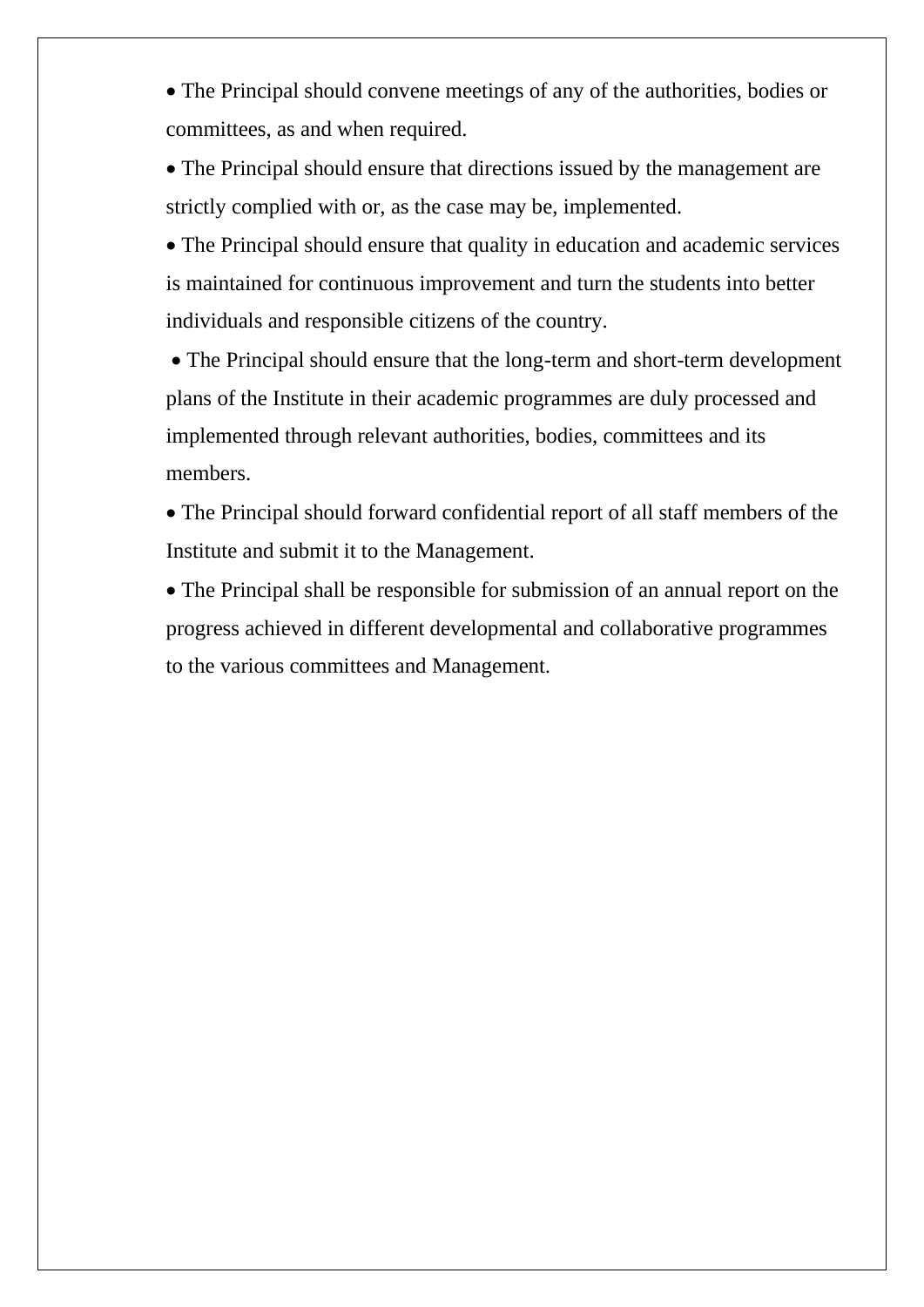- The Principal should convene meetings of any of the authorities, bodies or committees, as and when required.
- The Principal should ensure that directions issued by the management are strictly complied with or, as the case may be, implemented.
- The Principal should ensure that quality in education and academic services is maintained for continuous improvement and turn the students into better individuals and responsible citizens of the country.
- The Principal should ensure that the long-term and short-term development plans of the Institute in their academic programmes are duly processed and implemented through relevant authorities, bodies, committees and its members.
- The Principal should forward confidential report of all staff members of the Institute and submit it to the Management.
- The Principal shall be responsible for submission of an annual report on the progress achieved in different developmental and collaborative programmes to the various committees and Management.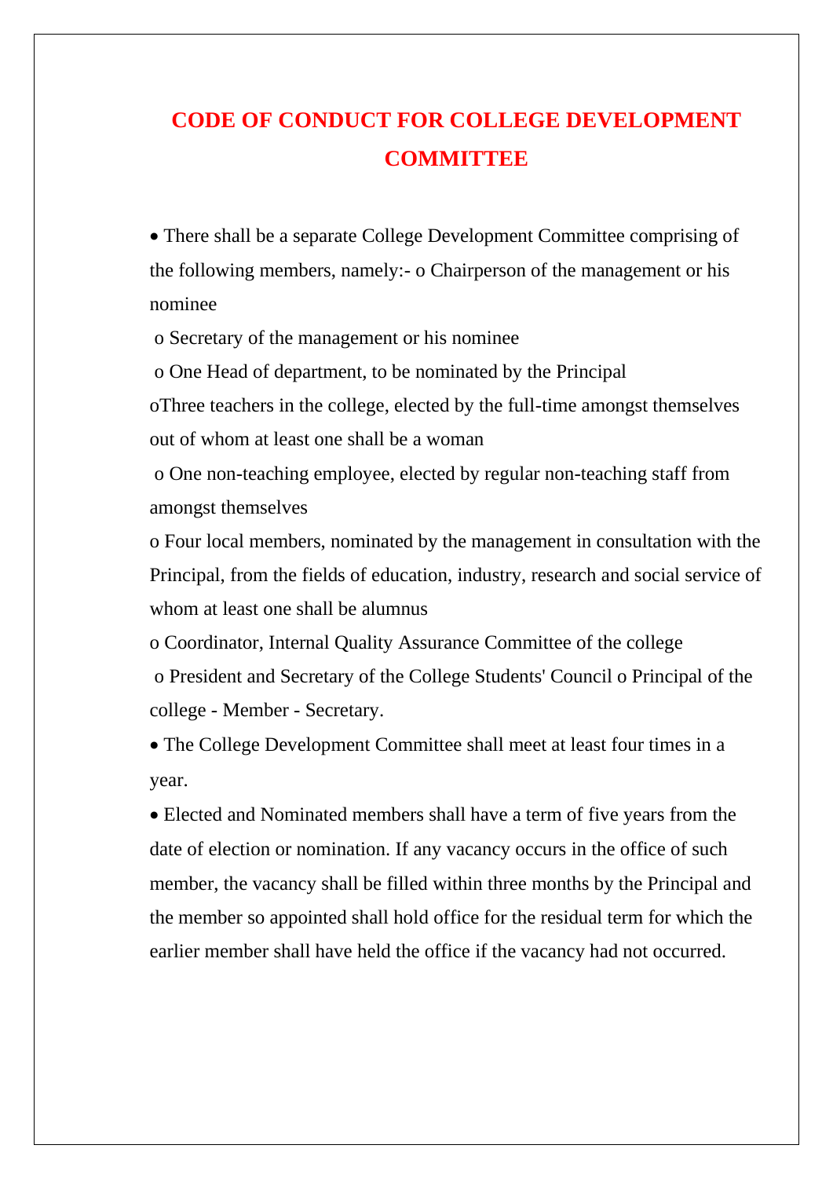# CODE OF CONDUCT FOR COLLEGE DEVELOPMENT COMMITTEE

- There shall be a separate College Development Committee comprising of the following members, namely:-
  - Chairperson of the management or his nominee
  - Secretary of the management or his nominee
  - One Head of department, to be nominated by the Principal
  - Three teachers in the college, elected by the full-time amongst themselves out of whom at least one shall be a woman
  - One non-teaching employee, elected by regular non-teaching staff from amongst themselves
  - Four local members, nominated by the management in consultation with the Principal, from the fields of education, industry, research and social service of whom at least one shall be alumnus
  - Coordinator, Internal Quality Assurance Committee of the college
  - President and Secretary of the College Students' Council
  - Principal of the college - Member - Secretary.
- The College Development Committee shall meet at least four times in a year.
- Elected and Nominated members shall have a term of five years from the date of election or nomination. If any vacancy occurs in the office of such member, the vacancy shall be filled within three months by the Principal and the member so appointed shall hold office for the residual term for which the earlier member shall have held the office if the vacancy had not occurred.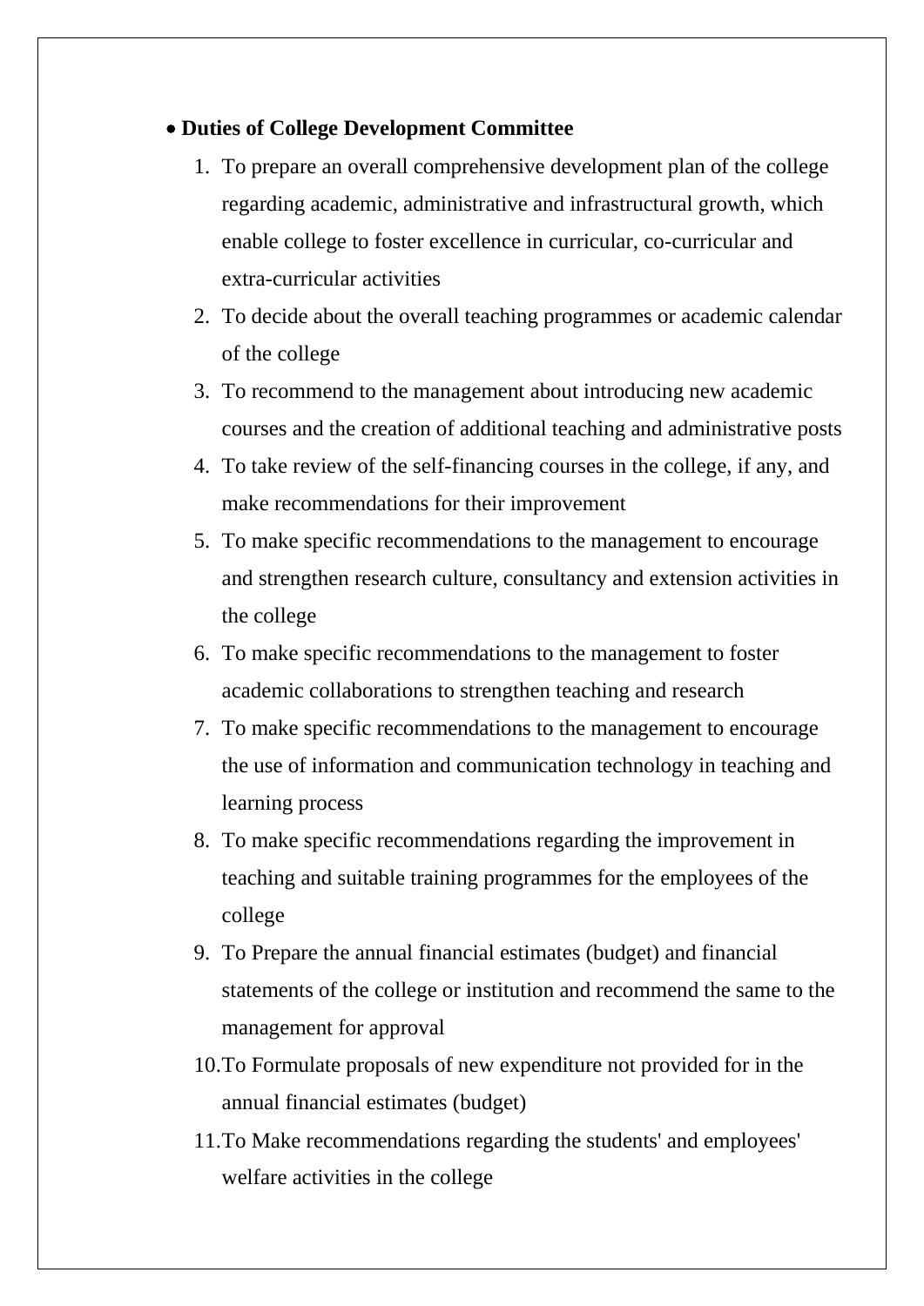- **Duties of College Development Committee**
    1. To prepare an overall comprehensive development plan of the college regarding academic, administrative and infrastructural growth, which enable college to foster excellence in curricular, co-curricular and extra-curricular activities
    2. To decide about the overall teaching programmes or academic calendar of the college
    3. To recommend to the management about introducing new academic courses and the creation of additional teaching and administrative posts
    4. To take review of the self-financing courses in the college, if any, and make recommendations for their improvement
    5. To make specific recommendations to the management to encourage and strengthen research culture, consultancy and extension activities in the college
    6. To make specific recommendations to the management to foster academic collaborations to strengthen teaching and research
    7. To make specific recommendations to the management to encourage the use of information and communication technology in teaching and learning process
    8. To make specific recommendations regarding the improvement in teaching and suitable training programmes for the employees of the college
    9. To Prepare the annual financial estimates (budget) and financial statements of the college or institution and recommend the same to the management for approval
    10. To Formulate proposals of new expenditure not provided for in the annual financial estimates (budget)
    11. To Make recommendations regarding the students' and employees' welfare activities in the college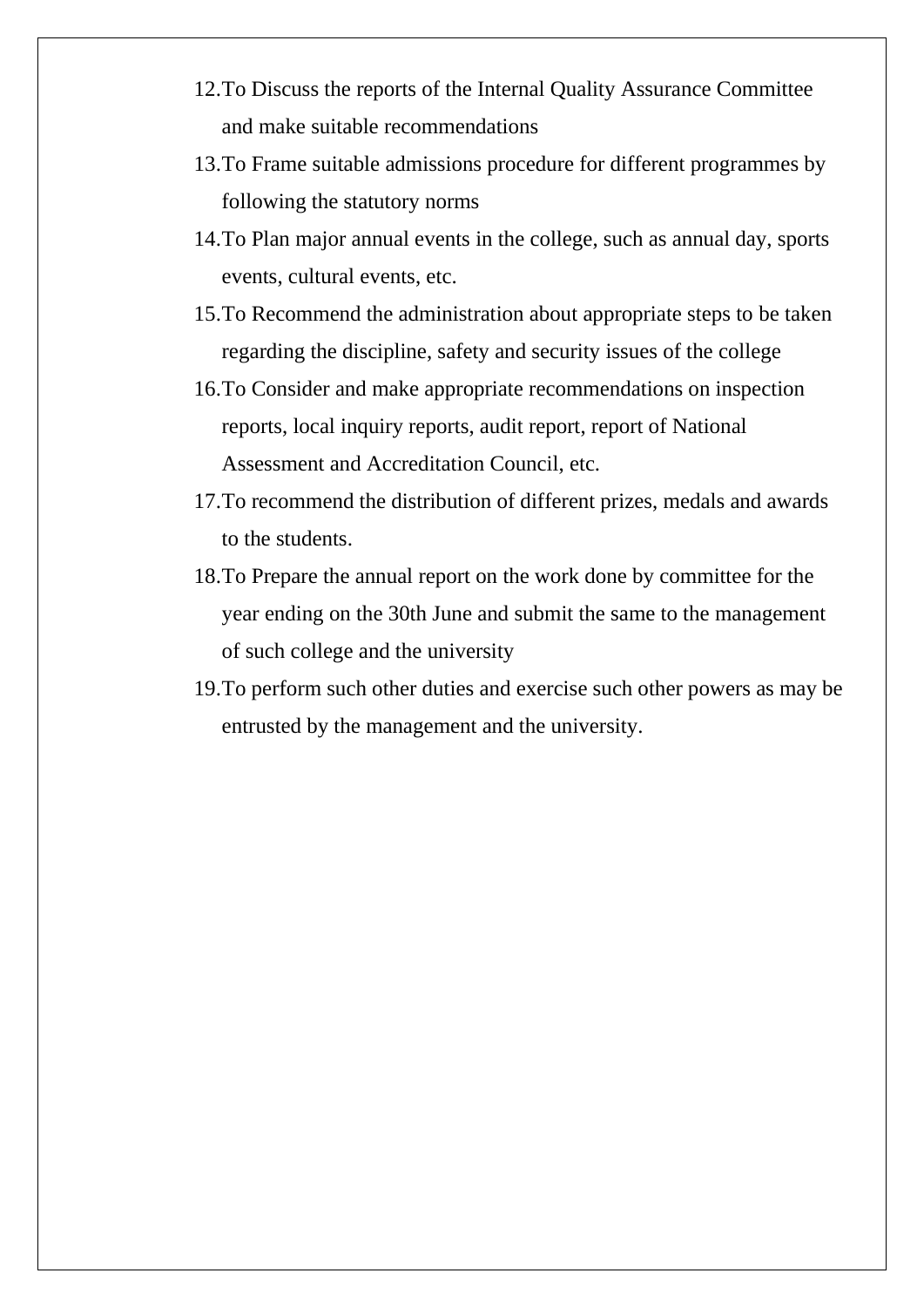12. To Discuss the reports of the Internal Quality Assurance Committee and make suitable recommendations
13. To Frame suitable admissions procedure for different programmes by following the statutory norms
14. To Plan major annual events in the college, such as annual day, sports events, cultural events, etc.
15. To Recommend the administration about appropriate steps to be taken regarding the discipline, safety and security issues of the college
16. To Consider and make appropriate recommendations on inspection reports, local inquiry reports, audit report, report of National Assessment and Accreditation Council, etc.
17. To recommend the distribution of different prizes, medals and awards to the students.
18. To Prepare the annual report on the work done by committee for the year ending on the 30th June and submit the same to the management of such college and the university
19. To perform such other duties and exercise such other powers as may be entrusted by the management and the university.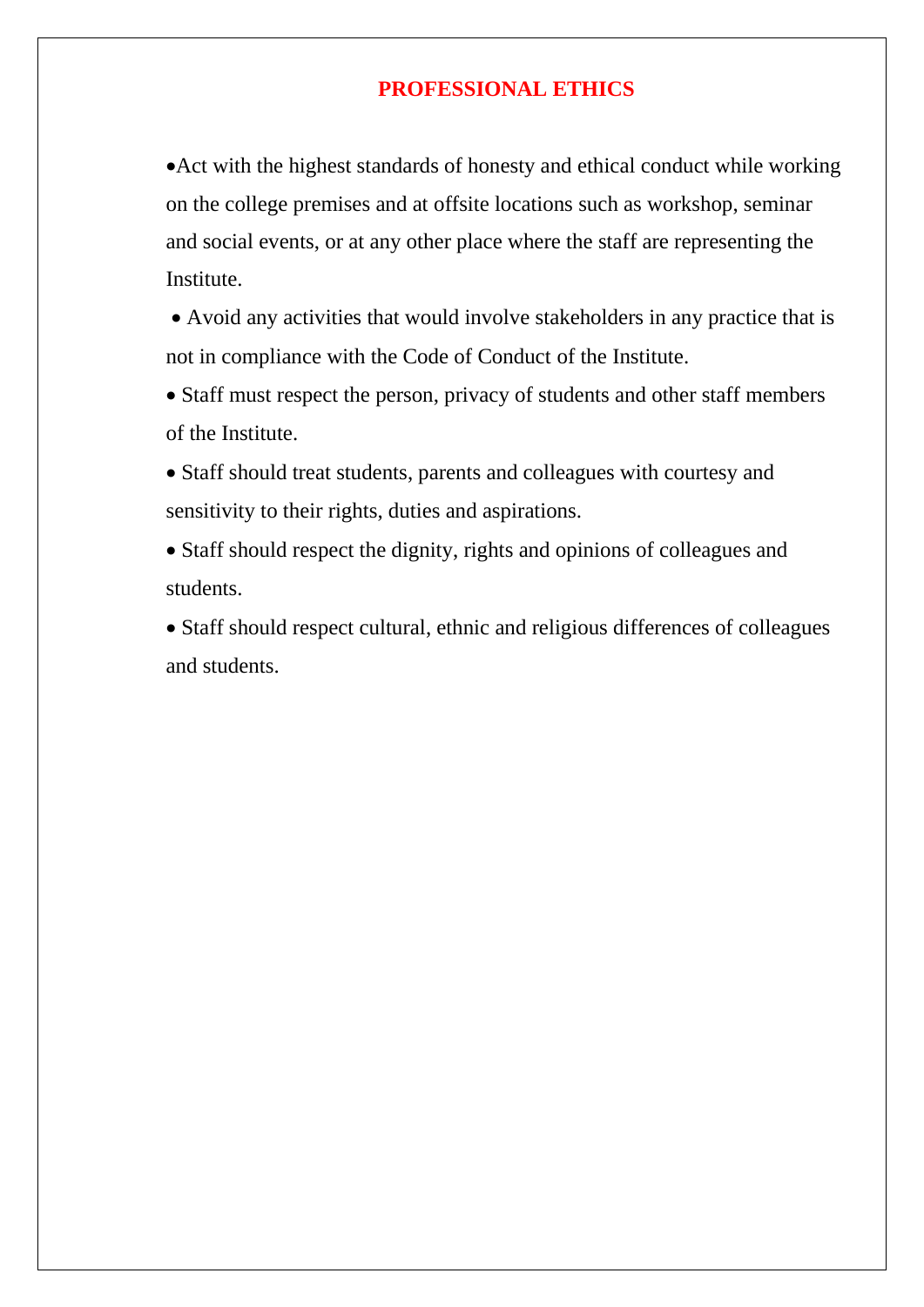# PROFESSIONAL ETHICS

- Act with the highest standards of honesty and ethical conduct while working on the college premises and at offsite locations such as workshop, seminar and social events, or at any other place where the staff are representing the Institute.
- Avoid any activities that would involve stakeholders in any practice that is not in compliance with the Code of Conduct of the Institute.
- Staff must respect the person, privacy of students and other staff members of the Institute.
- Staff should treat students, parents and colleagues with courtesy and sensitivity to their rights, duties and aspirations.
- Staff should respect the dignity, rights and opinions of colleagues and students.
- Staff should respect cultural, ethnic and religious differences of colleagues and students.